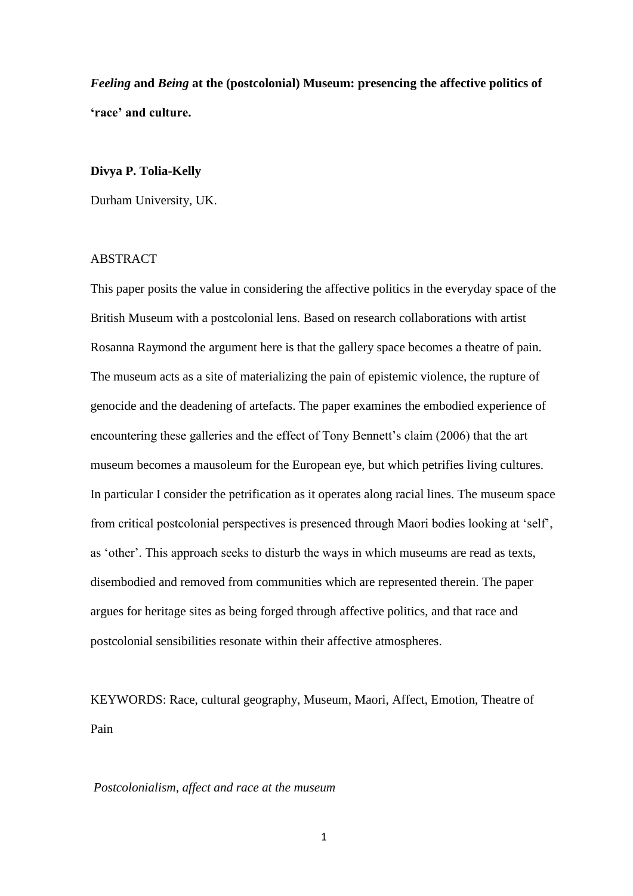# *Feeling* and *Being* at the (postcolonial) Museum: presencing the affective politics of 'race' and culture.

**Divya P. Tolia-Kelly**

Durham University, UK.

ABSTRACT

This paper posits the value in considering the affective politics in the everyday space of the British Museum with a postcolonial lens. Based on research collaborations with artist Rosanna Raymond the argument here is that the gallery space becomes a theatre of pain. The museum acts as a site of materializing the pain of epistemic violence, the rupture of genocide and the deadening of artefacts. The paper examines the embodied experience of encountering these galleries and the effect of Tony Bennett's claim (2006) that the art museum becomes a mausoleum for the European eye, but which petrifies living cultures. In particular I consider the petrification as it operates along racial lines. The museum space from critical postcolonial perspectives is presenced through Maori bodies looking at 'self', as 'other'. This approach seeks to disturb the ways in which museums are read as texts, disembodied and removed from communities which are represented therein. The paper argues for heritage sites as being forged through affective politics, and that race and postcolonial sensibilities resonate within their affective atmospheres.

KEYWORDS: Race, cultural geography, Museum, Maori, Affect, Emotion, Theatre of Pain

## *Postcolonialism, affect and race at the museum*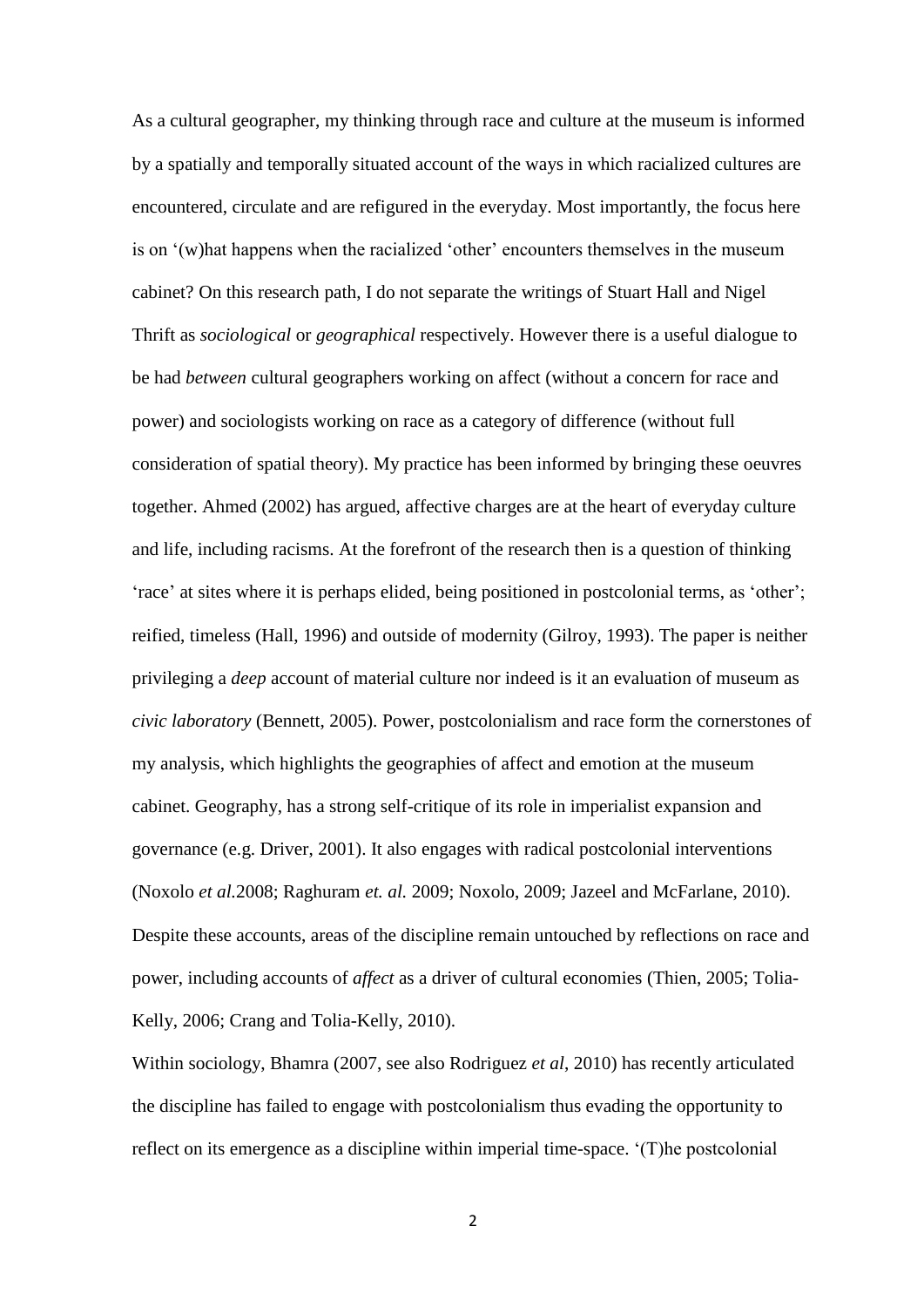As a cultural geographer, my thinking through race and culture at the museum is informed by a spatially and temporally situated account of the ways in which racialized cultures are encountered, circulate and are refigured in the everyday. Most importantly, the focus here is on '(w)hat happens when the racialized 'other' encounters themselves in the museum cabinet? On this research path, I do not separate the writings of Stuart Hall and Nigel Thrift as *sociological* or *geographical* respectively. However there is a useful dialogue to be had *between* cultural geographers working on affect (without a concern for race and power) and sociologists working on race as a category of difference (without full consideration of spatial theory). My practice has been informed by bringing these oeuvres together. Ahmed (2002) has argued, affective charges are at the heart of everyday culture and life, including racisms. At the forefront of the research then is a question of thinking 'race' at sites where it is perhaps elided, being positioned in postcolonial terms, as 'other'; reified, timeless (Hall, 1996) and outside of modernity (Gilroy, 1993). The paper is neither privileging a *deep* account of material culture nor indeed is it an evaluation of museum as *civic laboratory* (Bennett, 2005). Power, postcolonialism and race form the cornerstones of my analysis, which highlights the geographies of affect and emotion at the museum cabinet. Geography, has a strong self-critique of its role in imperialist expansion and governance (e.g. Driver, 2001). It also engages with radical postcolonial interventions (Noxolo *et al.*2008; Raghuram *et. al.* 2009; Noxolo, 2009; Jazeel and McFarlane, 2010). Despite these accounts, areas of the discipline remain untouched by reflections on race and power, including accounts of *affect* as a driver of cultural economies (Thien, 2005; Tolia-Kelly, 2006; Crang and Tolia-Kelly, 2010).

Within sociology, Bhamra (2007, see also Rodriguez *et al*, 2010) has recently articulated the discipline has failed to engage with postcolonialism thus evading the opportunity to reflect on its emergence as a discipline within imperial time-space. '(T)he postcolonial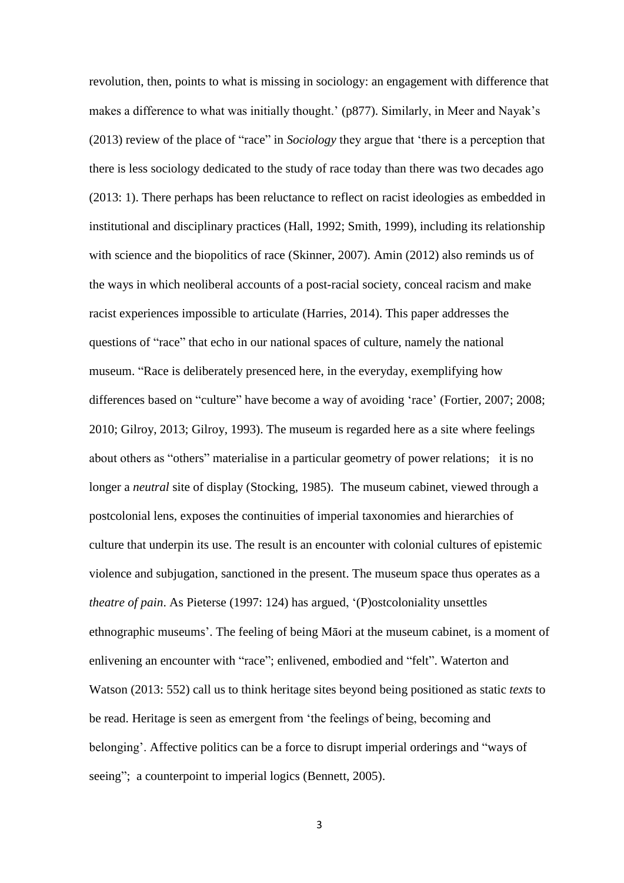revolution, then, points to what is missing in sociology: an engagement with difference that makes a difference to what was initially thought.' (p877). Similarly, in Meer and Nayak's (2013) review of the place of "race" in *Sociology* they argue that 'there is a perception that there is less sociology dedicated to the study of race today than there was two decades ago (2013: 1). There perhaps has been reluctance to reflect on racist ideologies as embedded in institutional and disciplinary practices (Hall, 1992; Smith, 1999), including its relationship with science and the biopolitics of race (Skinner, 2007). Amin (2012) also reminds us of the ways in which neoliberal accounts of a post-racial society, conceal racism and make racist experiences impossible to articulate (Harries, 2014). This paper addresses the questions of "race" that echo in our national spaces of culture, namely the national museum. "Race is deliberately presenced here, in the everyday, exemplifying how differences based on "culture" have become a way of avoiding 'race' (Fortier, 2007; 2008; 2010; Gilroy, 2013; Gilroy, 1993). The museum is regarded here as a site where feelings about others as "others" materialise in a particular geometry of power relations; it is no longer a *neutral* site of display (Stocking, 1985). The museum cabinet, viewed through a postcolonial lens, exposes the continuities of imperial taxonomies and hierarchies of culture that underpin its use. The result is an encounter with colonial cultures of epistemic violence and subjugation, sanctioned in the present. The museum space thus operates as a *theatre of pain*. As Pieterse (1997: 124) has argued, '(P)ostcoloniality unsettles ethnographic museums'. The feeling of being Māori at the museum cabinet, is a moment of enlivening an encounter with "race"; enlivened, embodied and "felt". Waterton and Watson (2013: 552) call us to think heritage sites beyond being positioned as static *texts* to be read. Heritage is seen as emergent from 'the feelings of being, becoming and belonging'. Affective politics can be a force to disrupt imperial orderings and "ways of seeing"; a counterpoint to imperial logics (Bennett, 2005).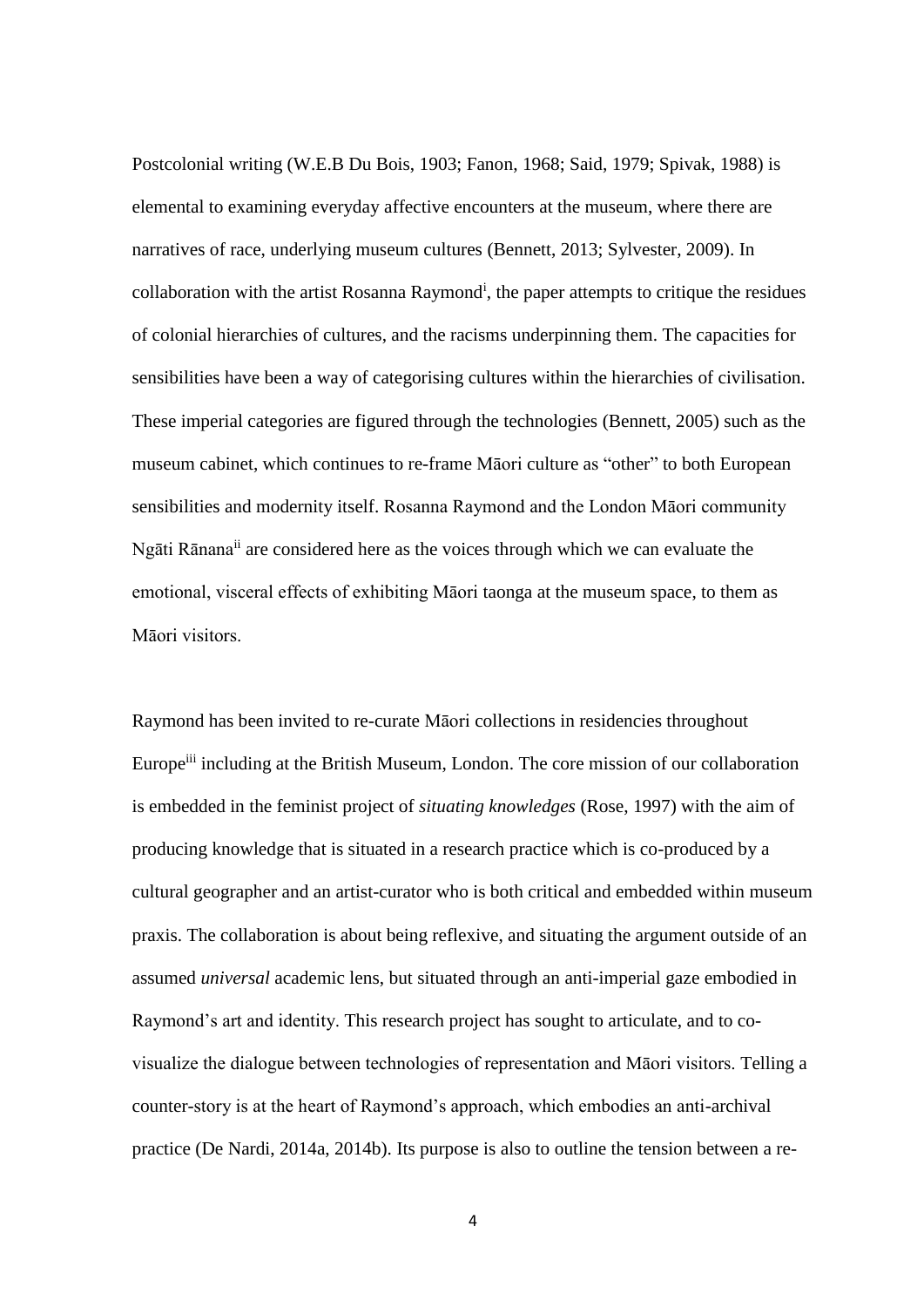Postcolonial writing (W.E.B Du Bois, 1903; Fanon, 1968; Said, 1979; Spivak, 1988) is elemental to examining everyday affective encounters at the museum, where there are narratives of race, underlying museum cultures (Bennett, 2013; Sylvester, 2009). In collaboration with the artist Rosanna Raymond[i], the paper attempts to critique the residues of colonial hierarchies of cultures, and the racisms underpinning them. The capacities for sensibilities have been a way of categorising cultures within the hierarchies of civilisation. These imperial categories are figured through the technologies (Bennett, 2005) such as the museum cabinet, which continues to re-frame Māori culture as "other" to both European sensibilities and modernity itself. Rosanna Raymond and the London Māori community Ngāti Rānana[ii] are considered here as the voices through which we can evaluate the emotional, visceral effects of exhibiting Māori taonga at the museum space, to them as Māori visitors.

Raymond has been invited to re-curate Māori collections in residencies throughout Europe[iii] including at the British Museum, London. The core mission of our collaboration is embedded in the feminist project of *situating knowledges* (Rose, 1997) with the aim of producing knowledge that is situated in a research practice which is co-produced by a cultural geographer and an artist-curator who is both critical and embedded within museum praxis. The collaboration is about being reflexive, and situating the argument outside of an assumed *universal* academic lens, but situated through an anti-imperial gaze embodied in Raymond's art and identity. This research project has sought to articulate, and to co-visualize the dialogue between technologies of representation and Māori visitors. Telling a counter-story is at the heart of Raymond's approach, which embodies an anti-archival practice (De Nardi, 2014a, 2014b). Its purpose is also to outline the tension between a re-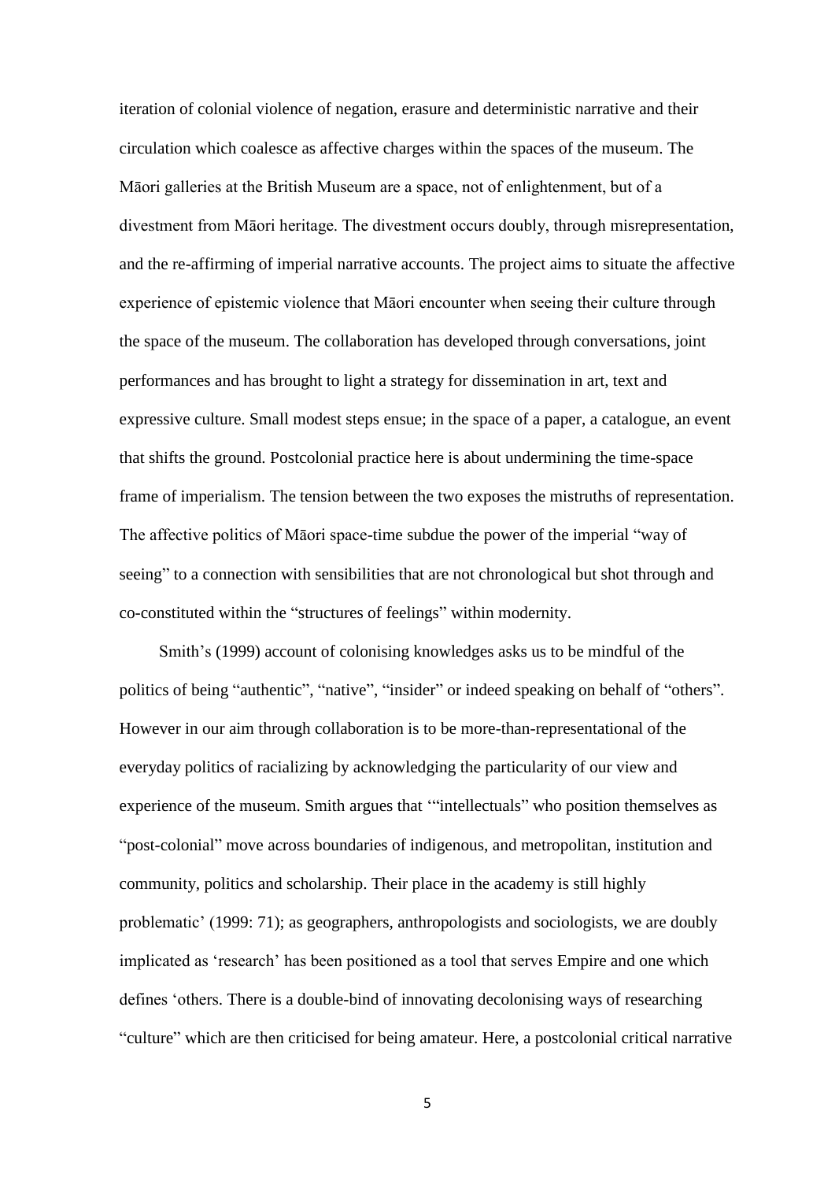iteration of colonial violence of negation, erasure and deterministic narrative and their circulation which coalesce as affective charges within the spaces of the museum. The Māori galleries at the British Museum are a space, not of enlightenment, but of a divestment from Māori heritage. The divestment occurs doubly, through misrepresentation, and the re-affirming of imperial narrative accounts. The project aims to situate the affective experience of epistemic violence that Māori encounter when seeing their culture through the space of the museum. The collaboration has developed through conversations, joint performances and has brought to light a strategy for dissemination in art, text and expressive culture. Small modest steps ensue; in the space of a paper, a catalogue, an event that shifts the ground. Postcolonial practice here is about undermining the time-space frame of imperialism. The tension between the two exposes the mistruths of representation. The affective politics of Māori space-time subdue the power of the imperial "way of seeing" to a connection with sensibilities that are not chronological but shot through and co-constituted within the "structures of feelings" within modernity.

Smith's (1999) account of colonising knowledges asks us to be mindful of the politics of being "authentic", "native", "insider" or indeed speaking on behalf of "others". However in our aim through collaboration is to be more-than-representational of the everyday politics of racializing by acknowledging the particularity of our view and experience of the museum. Smith argues that '"intellectuals" who position themselves as "post-colonial" move across boundaries of indigenous, and metropolitan, institution and community, politics and scholarship. Their place in the academy is still highly problematic' (1999: 71); as geographers, anthropologists and sociologists, we are doubly implicated as 'research' has been positioned as a tool that serves Empire and one which defines 'others. There is a double-bind of innovating decolonising ways of researching "culture" which are then criticised for being amateur. Here, a postcolonial critical narrative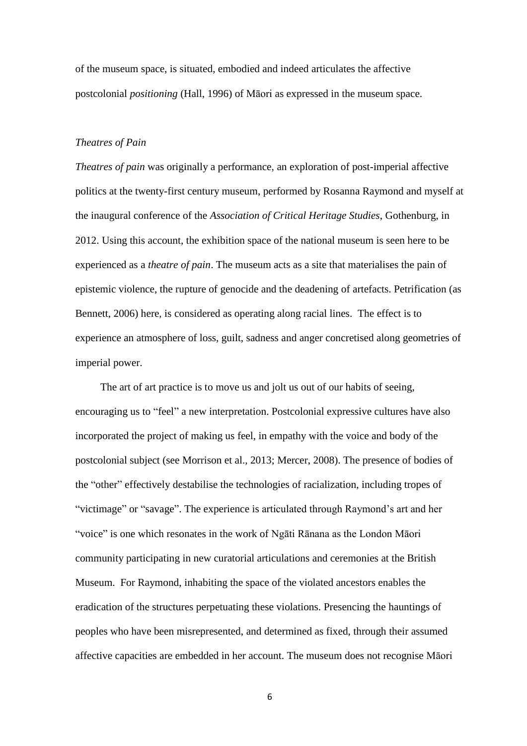of the museum space, is situated, embodied and indeed articulates the affective postcolonial *positioning* (Hall, 1996) of Māori as expressed in the museum space.

### *Theatres of Pain*

*Theatres of pain* was originally a performance, an exploration of post-imperial affective politics at the twenty-first century museum, performed by Rosanna Raymond and myself at the inaugural conference of the *Association of Critical Heritage Studies*, Gothenburg, in 2012. Using this account, the exhibition space of the national museum is seen here to be experienced as a *theatre of pain*. The museum acts as a site that materialises the pain of epistemic violence, the rupture of genocide and the deadening of artefacts. Petrification (as Bennett, 2006) here, is considered as operating along racial lines. The effect is to experience an atmosphere of loss, guilt, sadness and anger concretised along geometries of imperial power.

The art of art practice is to move us and jolt us out of our habits of seeing, encouraging us to "feel" a new interpretation. Postcolonial expressive cultures have also incorporated the project of making us feel, in empathy with the voice and body of the postcolonial subject (see Morrison et al., 2013; Mercer, 2008). The presence of bodies of the "other" effectively destabilise the technologies of racialization, including tropes of "victimage" or "savage". The experience is articulated through Raymond's art and her "voice" is one which resonates in the work of Ngāti Rānana as the London Māori community participating in new curatorial articulations and ceremonies at the British Museum. For Raymond, inhabiting the space of the violated ancestors enables the eradication of the structures perpetuating these violations. Presencing the hauntings of peoples who have been misrepresented, and determined as fixed, through their assumed affective capacities are embedded in her account. The museum does not recognise Māori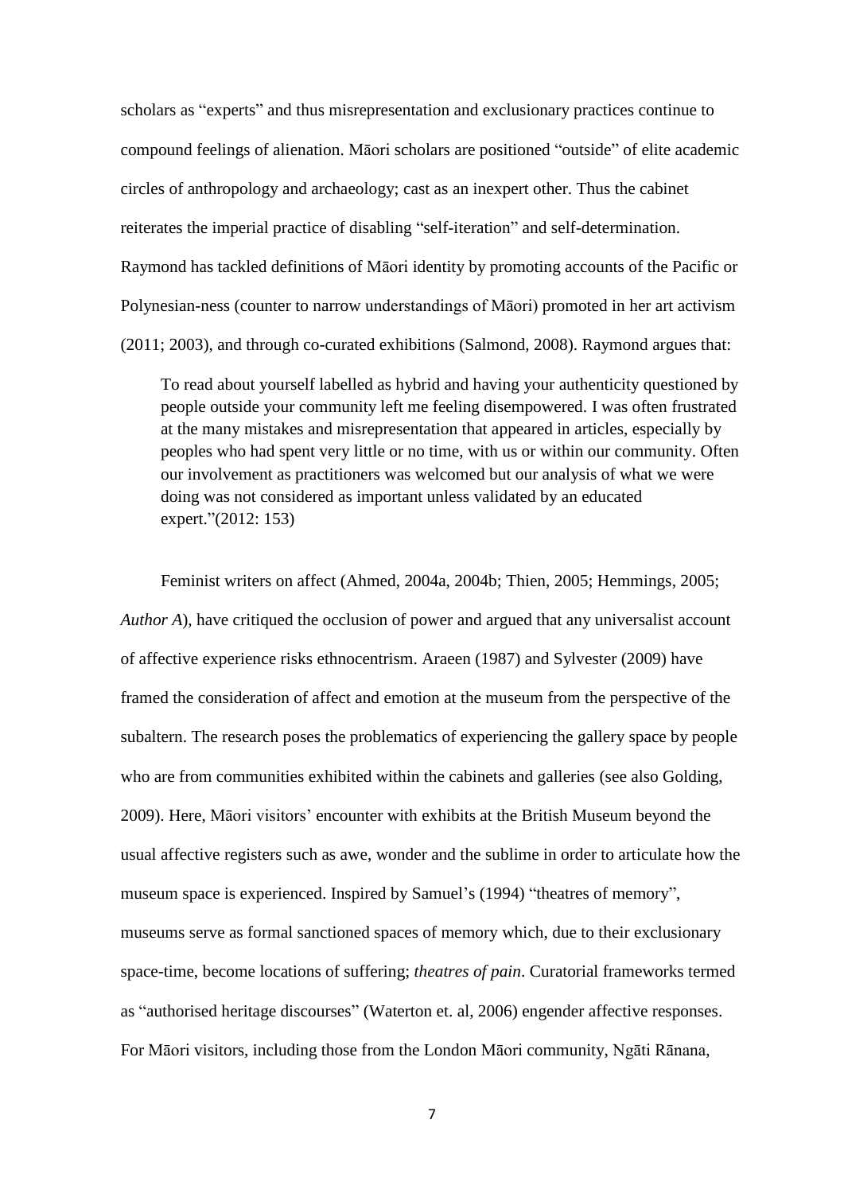scholars as "experts" and thus misrepresentation and exclusionary practices continue to compound feelings of alienation. Māori scholars are positioned "outside" of elite academic circles of anthropology and archaeology; cast as an inexpert other. Thus the cabinet reiterates the imperial practice of disabling "self-iteration" and self-determination. Raymond has tackled definitions of Māori identity by promoting accounts of the Pacific or Polynesian-ness (counter to narrow understandings of Māori) promoted in her art activism (2011; 2003), and through co-curated exhibitions (Salmond, 2008). Raymond argues that:

> To read about yourself labelled as hybrid and having your authenticity questioned by people outside your community left me feeling disempowered. I was often frustrated at the many mistakes and misrepresentation that appeared in articles, especially by peoples who had spent very little or no time, with us or within our community. Often our involvement as practitioners was welcomed but our analysis of what we were doing was not considered as important unless validated by an educated expert."(2012: 153)

Feminist writers on affect (Ahmed, 2004a, 2004b; Thien, 2005; Hemmings, 2005; *Author A*), have critiqued the occlusion of power and argued that any universalist account of affective experience risks ethnocentrism. Araeen (1987) and Sylvester (2009) have framed the consideration of affect and emotion at the museum from the perspective of the subaltern. The research poses the problematics of experiencing the gallery space by people who are from communities exhibited within the cabinets and galleries (see also Golding, 2009). Here, Māori visitors' encounter with exhibits at the British Museum beyond the usual affective registers such as awe, wonder and the sublime in order to articulate how the museum space is experienced. Inspired by Samuel's (1994) "theatres of memory", museums serve as formal sanctioned spaces of memory which, due to their exclusionary space-time, become locations of suffering; *theatres of pain*. Curatorial frameworks termed as "authorised heritage discourses" (Waterton et. al, 2006) engender affective responses. For Māori visitors, including those from the London Māori community, Ngāti Rānana,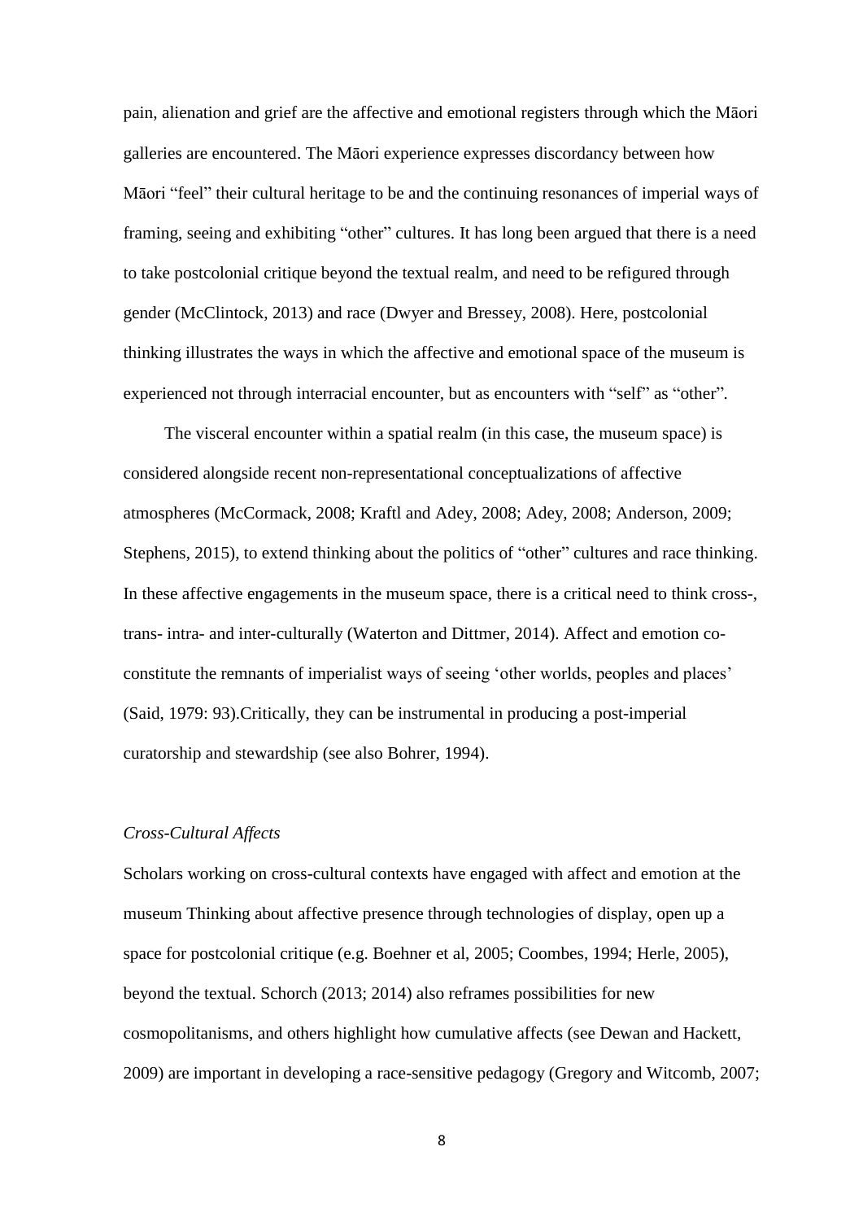pain, alienation and grief are the affective and emotional registers through which the Māori galleries are encountered. The Māori experience expresses discordancy between how Māori "feel" their cultural heritage to be and the continuing resonances of imperial ways of framing, seeing and exhibiting "other" cultures. It has long been argued that there is a need to take postcolonial critique beyond the textual realm, and need to be refigured through gender (McClintock, 2013) and race (Dwyer and Bressey, 2008). Here, postcolonial thinking illustrates the ways in which the affective and emotional space of the museum is experienced not through interracial encounter, but as encounters with "self" as "other".

The visceral encounter within a spatial realm (in this case, the museum space) is considered alongside recent non-representational conceptualizations of affective atmospheres (McCormack, 2008; Kraftl and Adey, 2008; Adey, 2008; Anderson, 2009; Stephens, 2015), to extend thinking about the politics of "other" cultures and race thinking. In these affective engagements in the museum space, there is a critical need to think cross-, trans- intra- and inter-culturally (Waterton and Dittmer, 2014). Affect and emotion co-constitute the remnants of imperialist ways of seeing 'other worlds, peoples and places' (Said, 1979: 93).Critically, they can be instrumental in producing a post-imperial curatorship and stewardship (see also Bohrer, 1994).

*Cross-Cultural Affects*

Scholars working on cross-cultural contexts have engaged with affect and emotion at the museum Thinking about affective presence through technologies of display, open up a space for postcolonial critique (e.g. Boehner et al, 2005; Coombes, 1994; Herle, 2005), beyond the textual. Schorch (2013; 2014) also reframes possibilities for new cosmopolitanisms, and others highlight how cumulative affects (see Dewan and Hackett, 2009) are important in developing a race-sensitive pedagogy (Gregory and Witcomb, 2007;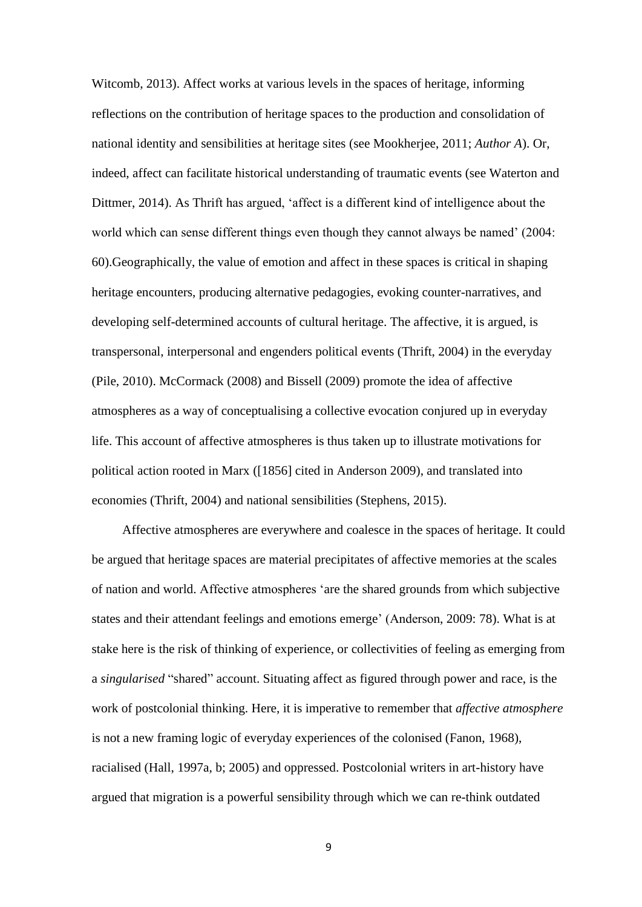Witcomb, 2013). Affect works at various levels in the spaces of heritage, informing reflections on the contribution of heritage spaces to the production and consolidation of national identity and sensibilities at heritage sites (see Mookherjee, 2011; *Author A*). Or, indeed, affect can facilitate historical understanding of traumatic events (see Waterton and Dittmer, 2014). As Thrift has argued, 'affect is a different kind of intelligence about the world which can sense different things even though they cannot always be named' (2004: 60).Geographically, the value of emotion and affect in these spaces is critical in shaping heritage encounters, producing alternative pedagogies, evoking counter-narratives, and developing self-determined accounts of cultural heritage. The affective, it is argued, is transpersonal, interpersonal and engenders political events (Thrift, 2004) in the everyday (Pile, 2010). McCormack (2008) and Bissell (2009) promote the idea of affective atmospheres as a way of conceptualising a collective evocation conjured up in everyday life. This account of affective atmospheres is thus taken up to illustrate motivations for political action rooted in Marx ([1856] cited in Anderson 2009), and translated into economies (Thrift, 2004) and national sensibilities (Stephens, 2015).

Affective atmospheres are everywhere and coalesce in the spaces of heritage. It could be argued that heritage spaces are material precipitates of affective memories at the scales of nation and world. Affective atmospheres 'are the shared grounds from which subjective states and their attendant feelings and emotions emerge' (Anderson, 2009: 78). What is at stake here is the risk of thinking of experience, or collectivities of feeling as emerging from a *singularised* "shared" account. Situating affect as figured through power and race, is the work of postcolonial thinking. Here, it is imperative to remember that *affective atmosphere* is not a new framing logic of everyday experiences of the colonised (Fanon, 1968), racialised (Hall, 1997a, b; 2005) and oppressed. Postcolonial writers in art-history have argued that migration is a powerful sensibility through which we can re-think outdated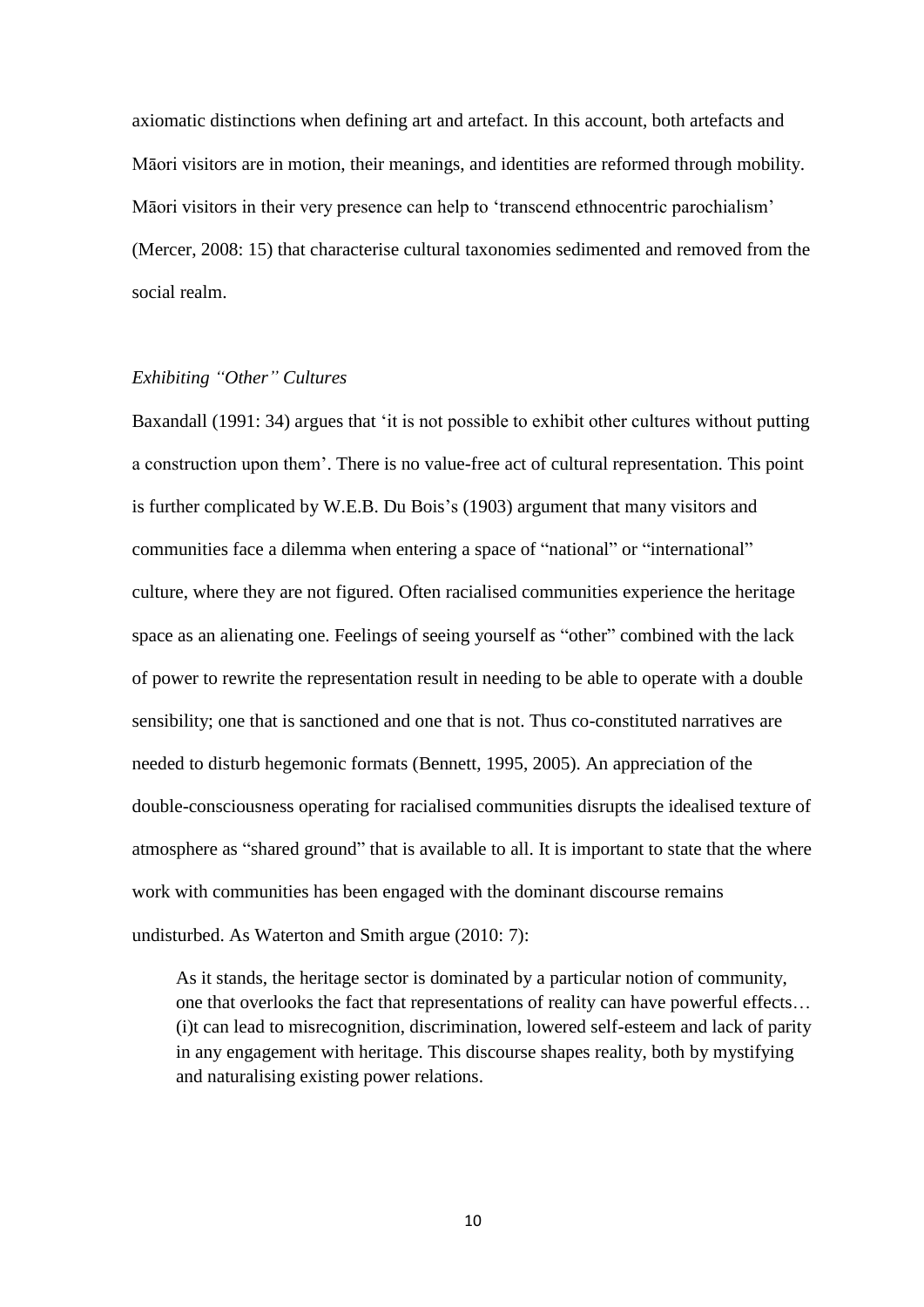axiomatic distinctions when defining art and artefact. In this account, both artefacts and Māori visitors are in motion, their meanings, and identities are reformed through mobility. Māori visitors in their very presence can help to 'transcend ethnocentric parochialism' (Mercer, 2008: 15) that characterise cultural taxonomies sedimented and removed from the social realm.

### *Exhibiting "Other" Cultures*

Baxandall (1991: 34) argues that 'it is not possible to exhibit other cultures without putting a construction upon them'. There is no value-free act of cultural representation. This point is further complicated by W.E.B. Du Bois's (1903) argument that many visitors and communities face a dilemma when entering a space of "national" or "international" culture, where they are not figured. Often racialised communities experience the heritage space as an alienating one. Feelings of seeing yourself as "other" combined with the lack of power to rewrite the representation result in needing to be able to operate with a double sensibility; one that is sanctioned and one that is not. Thus co-constituted narratives are needed to disturb hegemonic formats (Bennett, 1995, 2005). An appreciation of the double-consciousness operating for racialised communities disrupts the idealised texture of atmosphere as "shared ground" that is available to all. It is important to state that the where work with communities has been engaged with the dominant discourse remains undisturbed. As Waterton and Smith argue (2010: 7):

> As it stands, the heritage sector is dominated by a particular notion of community, one that overlooks the fact that representations of reality can have powerful effects… (i)t can lead to misrecognition, discrimination, lowered self-esteem and lack of parity in any engagement with heritage. This discourse shapes reality, both by mystifying and naturalising existing power relations.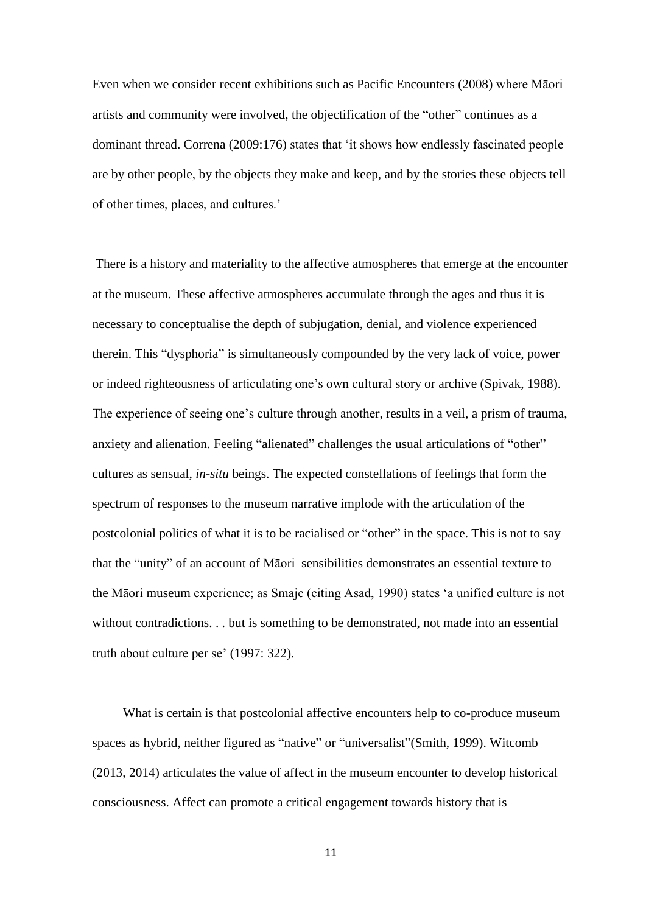Even when we consider recent exhibitions such as Pacific Encounters (2008) where Māori artists and community were involved, the objectification of the "other" continues as a dominant thread. Correna (2009:176) states 'it shows how endlessly fascinated people are by other people, by the objects they make and keep, and by the stories these objects tell of other times, places, and cultures.'

There is a history and materiality to the affective atmospheres that emerge at the encounter at the museum. These affective atmospheres accumulate through the ages and thus it is necessary to conceptualise the depth of subjugation, denial, and violence experienced therein. This "dysphoria" is simultaneously compounded by the very lack of voice, power or indeed righteousness of articulating one's own cultural story or archive (Spivak, 1988). The experience of seeing one's culture through another, results in a veil, a prism of trauma, anxiety and alienation. Feeling "alienated" challenges the usual articulations of "other" cultures as sensual, *in-situ* beings. The expected constellations of feelings that form the spectrum of responses to the museum narrative implode with the articulation of the postcolonial politics of what it is to be racialised or "other" in the space. This is not to say that the "unity" of an account of Māori sensibilities demonstrates an essential texture to the Māori museum experience; as Smaje (citing Asad, 1990) states 'a unified culture is not without contradictions. . . but is something to be demonstrated, not made into an essential truth about culture per se' (1997: 322).

What is certain is that postcolonial affective encounters help to co-produce museum spaces as hybrid, neither figured as "native" or "universalist"(Smith, 1999). Witcomb (2013, 2014) articulates the value of affect in the museum encounter to develop historical consciousness. Affect can promote a critical engagement towards history that is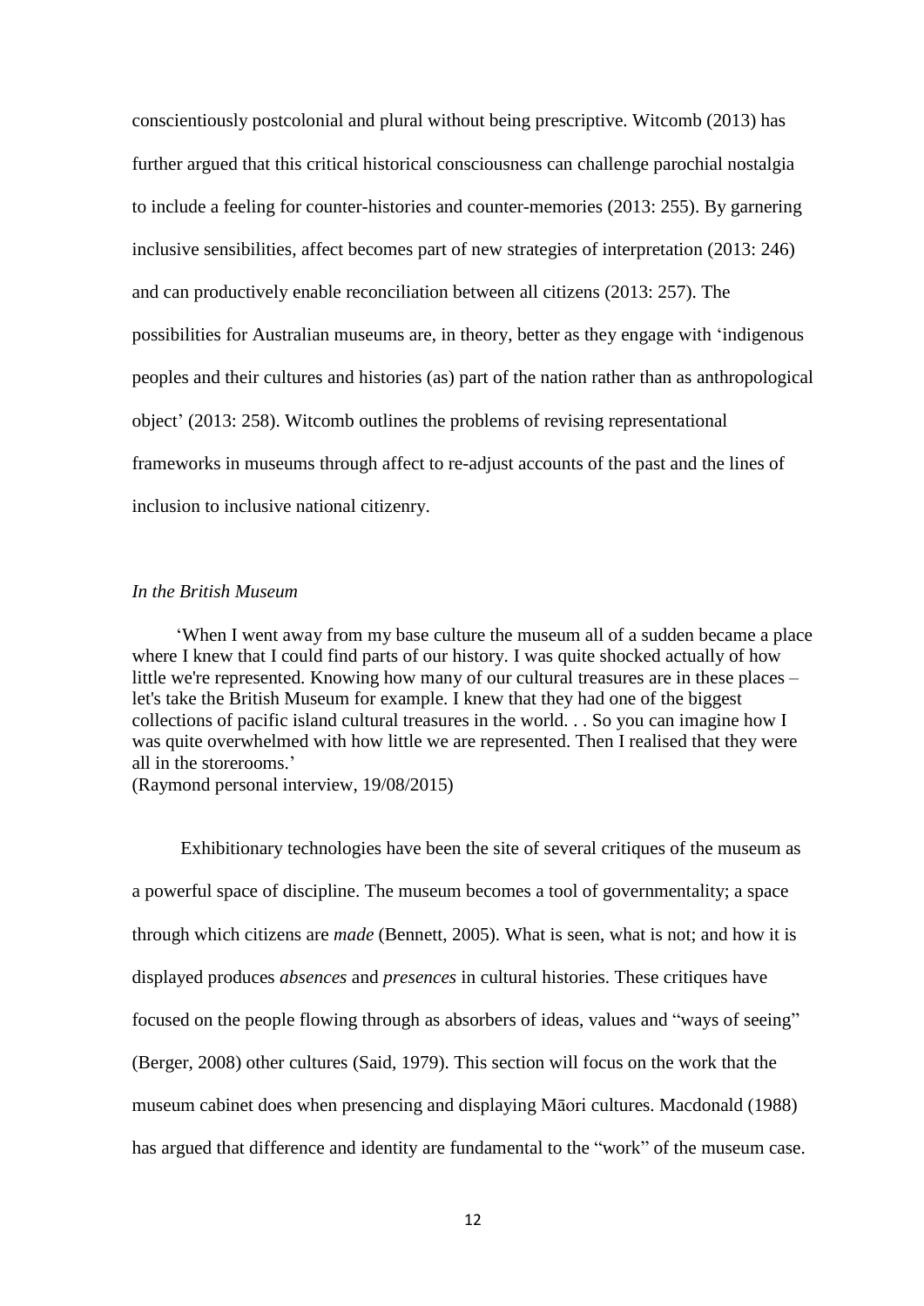conscientiously postcolonial and plural without being prescriptive. Witcomb (2013) has further argued that this critical historical consciousness can challenge parochial nostalgia to include a feeling for counter-histories and counter-memories (2013: 255). By garnering inclusive sensibilities, affect becomes part of new strategies of interpretation (2013: 246) and can productively enable reconciliation between all citizens (2013: 257). The possibilities for Australian museums are, in theory, better as they engage with 'indigenous peoples and their cultures and histories (as) part of the nation rather than as anthropological object' (2013: 258). Witcomb outlines the problems of revising representational frameworks in museums through affect to re-adjust accounts of the past and the lines of inclusion to inclusive national citizenry.

*In the British Museum*

> 'When I went away from my base culture the museum all of a sudden became a place where I knew that I could find parts of our history. I was quite shocked actually of how little we're represented. Knowing how many of our cultural treasures are in these places – let's take the British Museum for example. I knew that they had one of the biggest collections of pacific island cultural treasures in the world. . . So you can imagine how I was quite overwhelmed with how little we are represented. Then I realised that they were all in the storerooms.'
> (Raymond personal interview, 19/08/2015)

Exhibitionary technologies have been the site of several critiques of the museum as a powerful space of discipline. The museum becomes a tool of governmentality; a space through which citizens are *made* (Bennett, 2005). What is seen, what is not; and how it is displayed produces *absences* and *presences* in cultural histories. These critiques have focused on the people flowing through as absorbers of ideas, values and "ways of seeing" (Berger, 2008) other cultures (Said, 1979). This section will focus on the work that the museum cabinet does when presencing and displaying Māori cultures. Macdonald (1988) has argued that difference and identity are fundamental to the "work" of the museum case.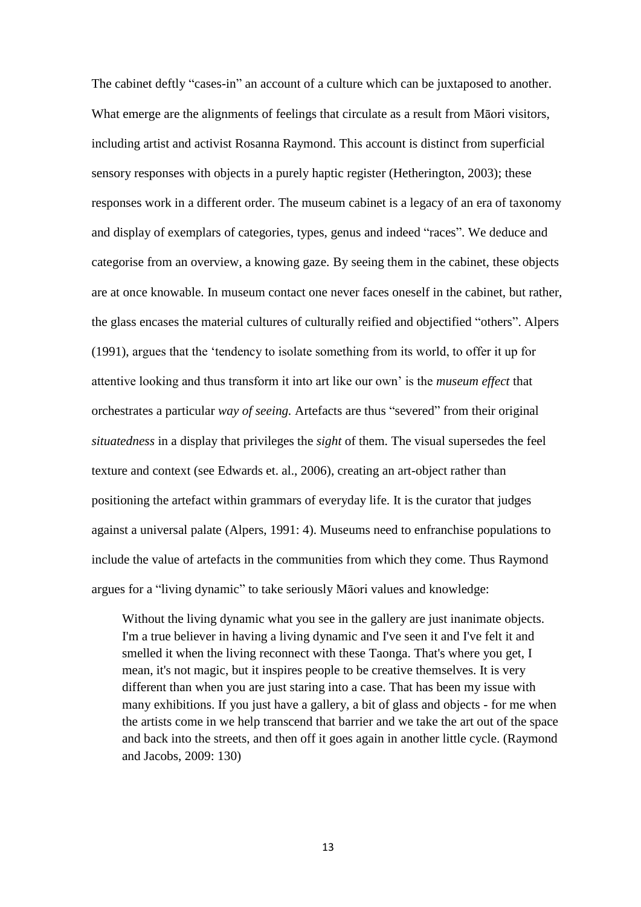The cabinet deftly "cases-in" an account of a culture which can be juxtaposed to another. What emerge are the alignments of feelings that circulate as a result from Māori visitors, including artist and activist Rosanna Raymond. This account is distinct from superficial sensory responses with objects in a purely haptic register (Hetherington, 2003); these responses work in a different order. The museum cabinet is a legacy of an era of taxonomy and display of exemplars of categories, types, genus and indeed "races". We deduce and categorise from an overview, a knowing gaze. By seeing them in the cabinet, these objects are at once knowable. In museum contact one never faces oneself in the cabinet, but rather, the glass encases the material cultures of culturally reified and objectified "others". Alpers (1991), argues that the 'tendency to isolate something from its world, to offer it up for attentive looking and thus transform it into art like our own' is the *museum effect* that orchestrates a particular *way of seeing.* Artefacts are thus "severed" from their original *situatedness* in a display that privileges the *sight* of them. The visual supersedes the feel texture and context (see Edwards et. al., 2006), creating an art-object rather than positioning the artefact within grammars of everyday life. It is the curator that judges against a universal palate (Alpers, 1991: 4). Museums need to enfranchise populations to include the value of artefacts in the communities from which they come. Thus Raymond argues for a "living dynamic" to take seriously Māori values and knowledge:

> Without the living dynamic what you see in the gallery are just inanimate objects. I'm a true believer in having a living dynamic and I've seen it and I've felt it and smelled it when the living reconnect with these Taonga. That's where you get, I mean, it's not magic, but it inspires people to be creative themselves. It is very different than when you are just staring into a case. That has been my issue with many exhibitions. If you just have a gallery, a bit of glass and objects - for me when the artists come in we help transcend that barrier and we take the art out of the space and back into the streets, and then off it goes again in another little cycle. (Raymond and Jacobs, 2009: 130)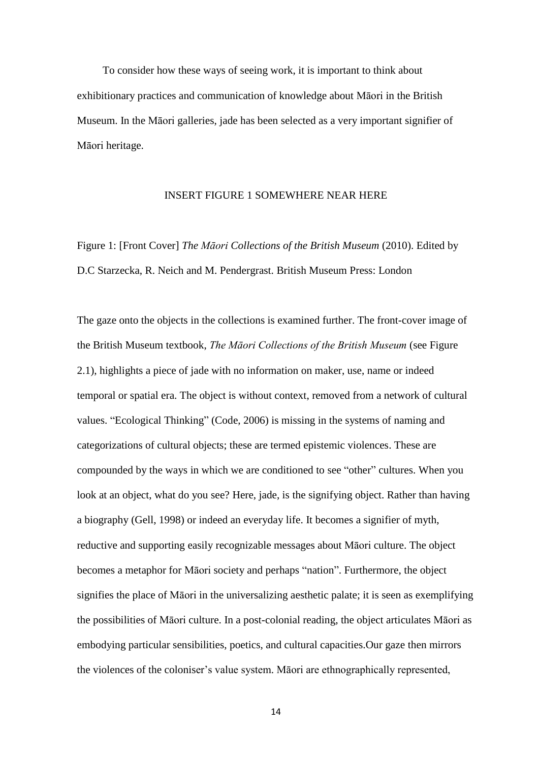To consider how these ways of seeing work, it is important to think about exhibitionary practices and communication of knowledge about Māori in the British Museum. In the Māori galleries, jade has been selected as a very important signifier of Māori heritage.

INSERT FIGURE 1 SOMEWHERE NEAR HERE

Figure 1: [Front Cover] *The Māori Collections of the British Museum* (2010). Edited by D.C Starzecka, R. Neich and M. Pendergrast. British Museum Press: London

The gaze onto the objects in the collections is examined further. The front-cover image of the British Museum textbook, *The Māori Collections of the British Museum* (see Figure 2.1), highlights a piece of jade with no information on maker, use, name or indeed temporal or spatial era. The object is without context, removed from a network of cultural values. "Ecological Thinking" (Code, 2006) is missing in the systems of naming and categorizations of cultural objects; these are termed epistemic violences. These are compounded by the ways in which we are conditioned to see "other" cultures. When you look at an object, what do you see? Here, jade, is the signifying object. Rather than having a biography (Gell, 1998) or indeed an everyday life. It becomes a signifier of myth, reductive and supporting easily recognizable messages about Māori culture. The object becomes a metaphor for Māori society and perhaps "nation". Furthermore, the object signifies the place of Māori in the universalizing aesthetic palate; it is seen as exemplifying the possibilities of Māori culture. In a post-colonial reading, the object articulates Māori as embodying particular sensibilities, poetics, and cultural capacities.Our gaze then mirrors the violences of the coloniser's value system. Māori are ethnographically represented,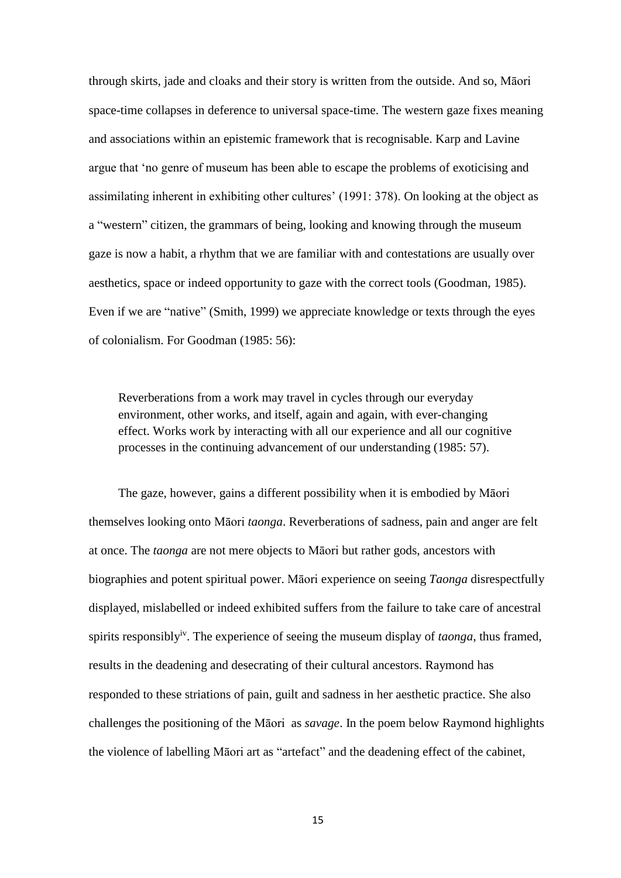through skirts, jade and cloaks and their story is written from the outside. And so, Māori space-time collapses in deference to universal space-time. The western gaze fixes meaning and associations within an epistemic framework that is recognisable. Karp and Lavine argue that 'no genre of museum has been able to escape the problems of exoticising and assimilating inherent in exhibiting other cultures' (1991: 378). On looking at the object as a "western" citizen, the grammars of being, looking and knowing through the museum gaze is now a habit, a rhythm that we are familiar with and contestations are usually over aesthetics, space or indeed opportunity to gaze with the correct tools (Goodman, 1985). Even if we are "native" (Smith, 1999) we appreciate knowledge or texts through the eyes of colonialism. For Goodman (1985: 56):

> Reverberations from a work may travel in cycles through our everyday environment, other works, and itself, again and again, with ever-changing effect. Works work by interacting with all our experience and all our cognitive processes in the continuing advancement of our understanding (1985: 57).

The gaze, however, gains a different possibility when it is embodied by Māori themselves looking onto Māori *taonga*. Reverberations of sadness, pain and anger are felt at once. The *taonga* are not mere objects to Māori but rather gods, ancestors with biographies and potent spiritual power. Māori experience on seeing *Taonga* disrespectfully displayed, mislabelled or indeed exhibited suffers from the failure to take care of ancestral spirits responsibly[iv]. The experience of seeing the museum display of *taonga*, thus framed, results in the deadening and desecrating of their cultural ancestors. Raymond has responded to these striations of pain, guilt and sadness in her aesthetic practice. She also challenges the positioning of the Māori as *savage*. In the poem below Raymond highlights the violence of labelling Māori art as "artefact" and the deadening effect of the cabinet,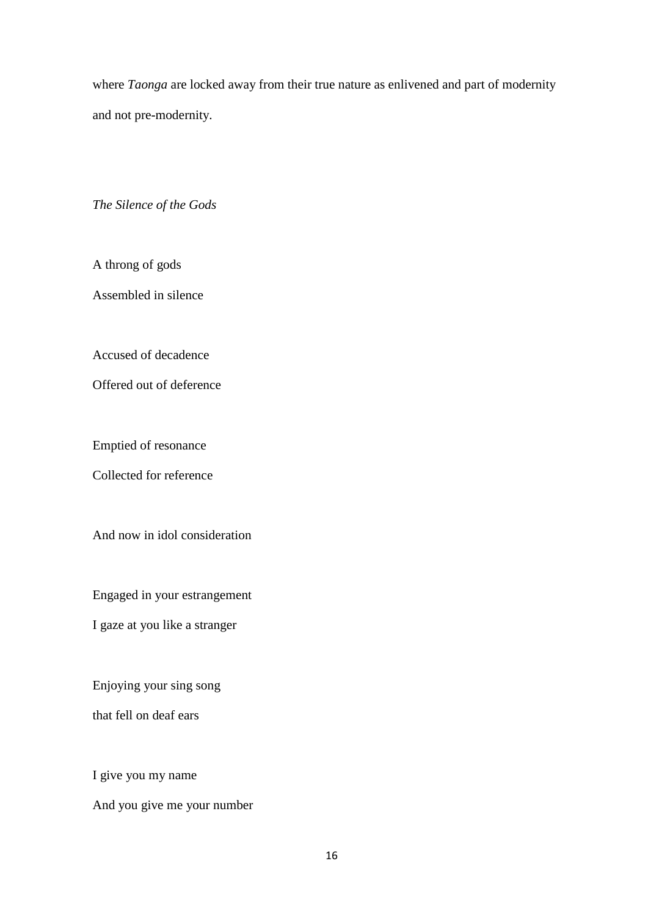where *Taonga* are locked away from their true nature as enlivened and part of modernity and not pre-modernity.

*The Silence of the Gods*

A throng of gods
Assembled in silence

Accused of decadence
Offered out of deference

Emptied of resonance
Collected for reference

And now in idol consideration

Engaged in your estrangement
I gaze at you like a stranger

Enjoying your sing song
that fell on deaf ears

I give you my name
And you give me your number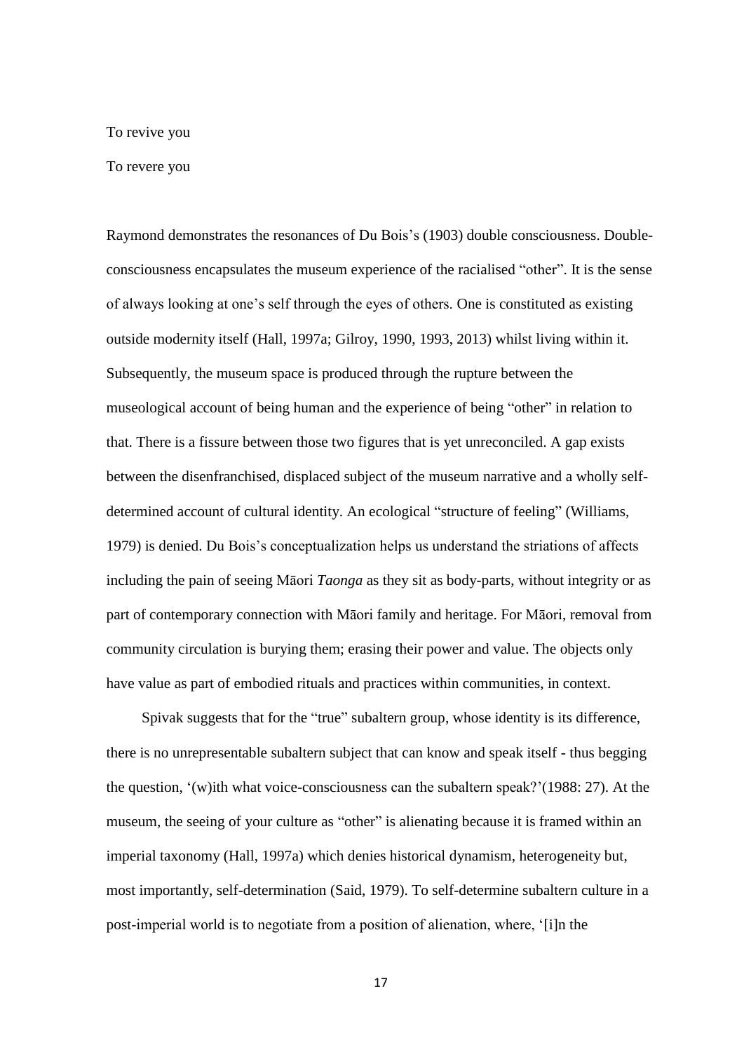To revive you

To revere you

Raymond demonstrates the resonances of Du Bois's (1903) double consciousness. Double-consciousness encapsulates the museum experience of the racialised "other". It is the sense of always looking at one's self through the eyes of others. One is constituted as existing outside modernity itself (Hall, 1997a; Gilroy, 1990, 1993, 2013) whilst living within it. Subsequently, the museum space is produced through the rupture between the museological account of being human and the experience of being "other" in relation to that. There is a fissure between those two figures that is yet unreconciled. A gap exists between the disenfranchised, displaced subject of the museum narrative and a wholly self-determined account of cultural identity. An ecological "structure of feeling" (Williams, 1979) is denied. Du Bois's conceptualization helps us understand the striations of affects including the pain of seeing Māori *Taonga* as they sit as body-parts, without integrity or as part of contemporary connection with Māori family and heritage. For Māori, removal from community circulation is burying them; erasing their power and value. The objects only have value as part of embodied rituals and practices within communities, in context.

Spivak suggests that for the "true" subaltern group, whose identity is its difference, there is no unrepresentable subaltern subject that can know and speak itself - thus begging the question, '(w)ith what voice-consciousness can the subaltern speak?'(1988: 27). At the museum, the seeing of your culture as "other" is alienating because it is framed within an imperial taxonomy (Hall, 1997a) which denies historical dynamism, heterogeneity but, most importantly, self-determination (Said, 1979). To self-determine subaltern culture in a post-imperial world is to negotiate from a position of alienation, where, '[i]n the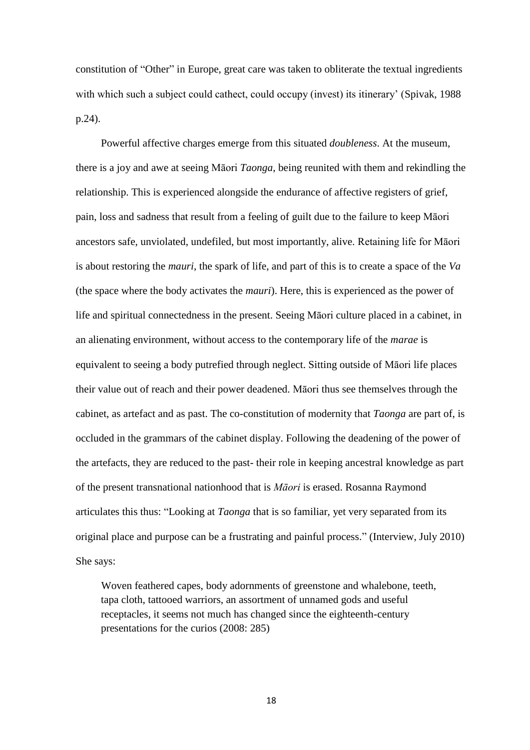constitution of "Other" in Europe, great care was taken to obliterate the textual ingredients with which such a subject could cathect, could occupy (invest) its itinerary' (Spivak, 1988 p.24).

Powerful affective charges emerge from this situated *doubleness*. At the museum, there is a joy and awe at seeing Māori *Taonga*, being reunited with them and rekindling the relationship. This is experienced alongside the endurance of affective registers of grief, pain, loss and sadness that result from a feeling of guilt due to the failure to keep Māori ancestors safe, unviolated, undefiled, but most importantly, alive. Retaining life for Māori is about restoring the *mauri*, the spark of life, and part of this is to create a space of the *Va* (the space where the body activates the *mauri*). Here, this is experienced as the power of life and spiritual connectedness in the present. Seeing Māori culture placed in a cabinet, in an alienating environment, without access to the contemporary life of the *marae* is equivalent to seeing a body putrefied through neglect. Sitting outside of Māori life places their value out of reach and their power deadened. Māori thus see themselves through the cabinet, as artefact and as past. The co-constitution of modernity that *Taonga* are part of, is occluded in the grammars of the cabinet display. Following the deadening of the power of the artefacts, they are reduced to the past- their role in keeping ancestral knowledge as part of the present transnational nationhood that is *Māori* is erased. Rosanna Raymond articulates this thus: "Looking at *Taonga* that is so familiar, yet very separated from its original place and purpose can be a frustrating and painful process." (Interview, July 2010) She says:

> Woven feathered capes, body adornments of greenstone and whalebone, teeth, tapa cloth, tattooed warriors, an assortment of unnamed gods and useful receptacles, it seems not much has changed since the eighteenth-century presentations for the curios (2008: 285)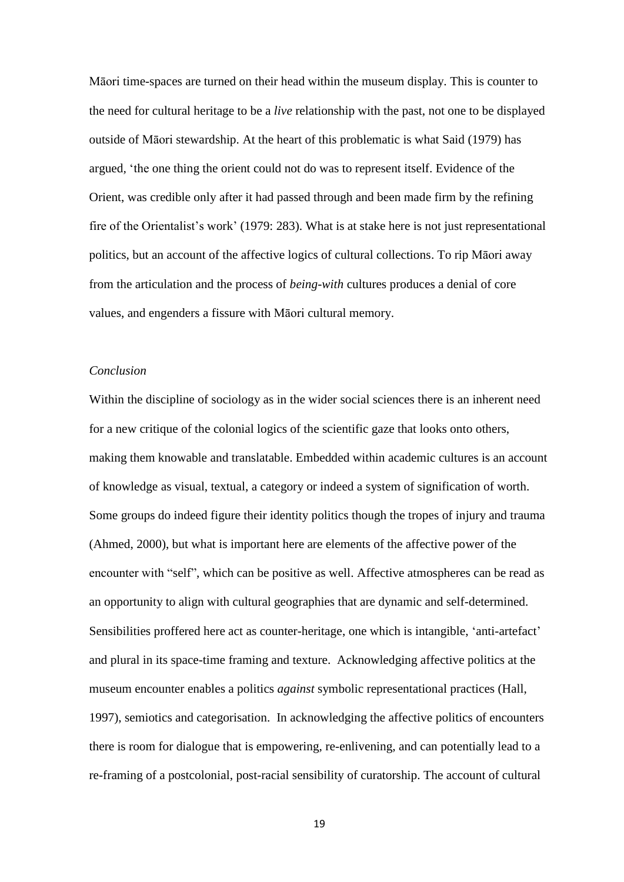Māori time-spaces are turned on their head within the museum display. This is counter to the need for cultural heritage to be a *live* relationship with the past, not one to be displayed outside of Māori stewardship. At the heart of this problematic is what Said (1979) has argued, 'the one thing the orient could not do was to represent itself. Evidence of the Orient, was credible only after it had passed through and been made firm by the refining fire of the Orientalist's work' (1979: 283). What is at stake here is not just representational politics, but an account of the affective logics of cultural collections. To rip Māori away from the articulation and the process of *being-with* cultures produces a denial of core values, and engenders a fissure with Māori cultural memory.

*Conclusion*

Within the discipline of sociology as in the wider social sciences there is an inherent need for a new critique of the colonial logics of the scientific gaze that looks onto others, making them knowable and translatable. Embedded within academic cultures is an account of knowledge as visual, textual, a category or indeed a system of signification of worth. Some groups do indeed figure their identity politics though the tropes of injury and trauma (Ahmed, 2000), but what is important here are elements of the affective power of the encounter with "self", which can be positive as well. Affective atmospheres can be read as an opportunity to align with cultural geographies that are dynamic and self-determined. Sensibilities proffered here act as counter-heritage, one which is intangible, 'anti-artefact' and plural in its space-time framing and texture. Acknowledging affective politics at the museum encounter enables a politics *against* symbolic representational practices (Hall, 1997), semiotics and categorisation. In acknowledging the affective politics of encounters there is room for dialogue that is empowering, re-enlivening, and can potentially lead to a re-framing of a postcolonial, post-racial sensibility of curatorship. The account of cultural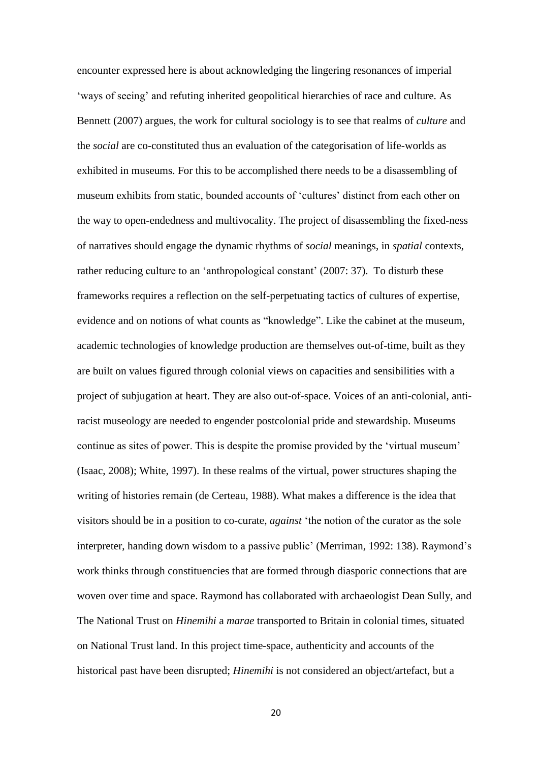encounter expressed here is about acknowledging the lingering resonances of imperial 'ways of seeing' and refuting inherited geopolitical hierarchies of race and culture. As Bennett (2007) argues, the work for cultural sociology is to see that realms of *culture* and the *social* are co-constituted thus an evaluation of the categorisation of life-worlds as exhibited in museums. For this to be accomplished there needs to be a disassembling of museum exhibits from static, bounded accounts of 'cultures' distinct from each other on the way to open-endedness and multivocality. The project of disassembling the fixed-ness of narratives should engage the dynamic rhythms of *social* meanings, in *spatial* contexts, rather reducing culture to an 'anthropological constant' (2007: 37). To disturb these frameworks requires a reflection on the self-perpetuating tactics of cultures of expertise, evidence and on notions of what counts as "knowledge". Like the cabinet at the museum, academic technologies of knowledge production are themselves out-of-time, built as they are built on values figured through colonial views on capacities and sensibilities with a project of subjugation at heart. They are also out-of-space. Voices of an anti-colonial, anti-racist museology are needed to engender postcolonial pride and stewardship. Museums continue as sites of power. This is despite the promise provided by the 'virtual museum' (Isaac, 2008); White, 1997). In these realms of the virtual, power structures shaping the writing of histories remain (de Certeau, 1988). What makes a difference is the idea that visitors should be in a position to co-curate, *against* 'the notion of the curator as the sole interpreter, handing down wisdom to a passive public' (Merriman, 1992: 138). Raymond's work thinks through constituencies that are formed through diasporic connections that are woven over time and space. Raymond has collaborated with archaeologist Dean Sully, and The National Trust on *Hinemihi* a *marae* transported to Britain in colonial times, situated on National Trust land. In this project time-space, authenticity and accounts of the historical past have been disrupted; *Hinemihi* is not considered an object/artefact, but a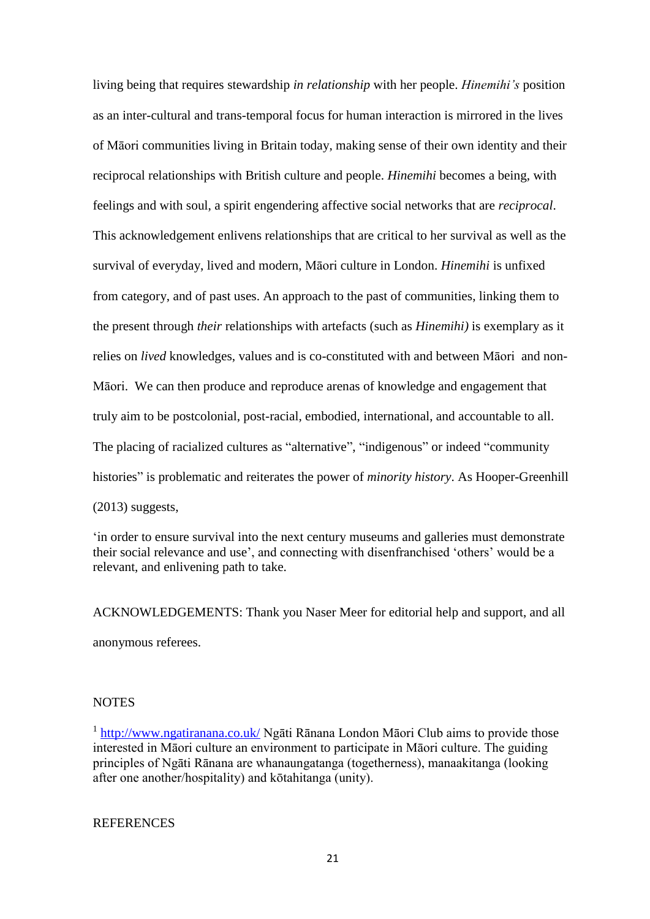living being that requires stewardship *in relationship* with her people. *Hinemihi's* position as an inter-cultural and trans-temporal focus for human interaction is mirrored in the lives of Māori communities living in Britain today, making sense of their own identity and their reciprocal relationships with British culture and people. *Hinemihi* becomes a being, with feelings and with soul, a spirit engendering affective social networks that are *reciprocal*. This acknowledgement enlivens relationships that are critical to her survival as well as the survival of everyday, lived and modern, Māori culture in London. *Hinemihi* is unfixed from category, and of past uses. An approach to the past of communities, linking them to the present through *their* relationships with artefacts (such as *Hinemihi)* is exemplary as it relies on *lived* knowledges, values and is co-constituted with and between Māori and non-Māori. We can then produce and reproduce arenas of knowledge and engagement that truly aim to be postcolonial, post-racial, embodied, international, and accountable to all. The placing of racialized cultures as "alternative", "indigenous" or indeed "community histories" is problematic and reiterates the power of *minority history*. As Hooper-Greenhill (2013) suggests,

'in order to ensure survival into the next century museums and galleries must demonstrate their social relevance and use', and connecting with disenfranchised 'others' would be a relevant, and enlivening path to take.

ACKNOWLEDGEMENTS: Thank you Naser Meer for editorial help and support, and all anonymous referees.

## NOTES

[1] http://www.ngatiranana.co.uk/ Ngāti Rānana London Māori Club aims to provide those interested in Māori culture an environment to participate in Māori culture. The guiding principles of Ngāti Rānana are whanaungatanga (togetherness), manaakitanga (looking after one another/hospitality) and kōtahitanga (unity).

## REFERENCES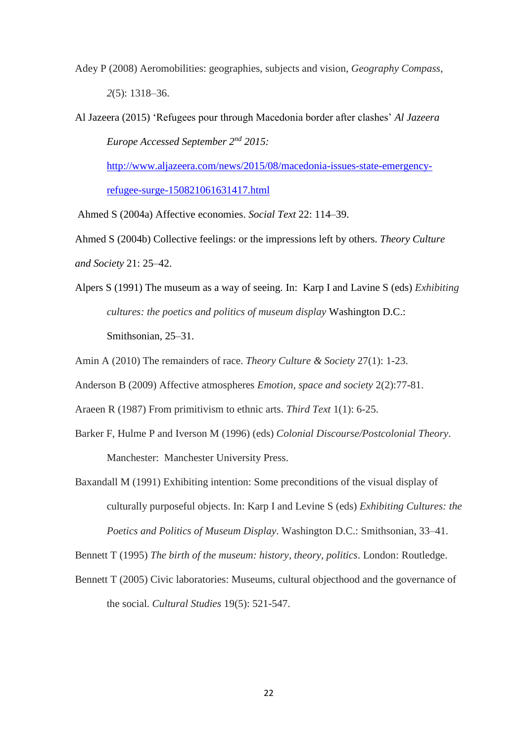Adey P (2008) Aeromobilities: geographies, subjects and vision, *Geography Compass*, *2*(5): 1318–36.

Al Jazeera (2015) 'Refugees pour through Macedonia border after clashes' *Al Jazeera Europe Accessed September 2nd 2015:* http://www.aljazeera.com/news/2015/08/macedonia-issues-state-emergency-refugee-surge-150821061631417.html

Ahmed S (2004a) Affective economies. *Social Text* 22: 114–39.

Ahmed S (2004b) Collective feelings: or the impressions left by others. *Theory Culture and Society* 21: 25–42.

Alpers S (1991) The museum as a way of seeing. In: Karp I and Lavine S (eds) *Exhibiting cultures: the poetics and politics of museum display* Washington D.C.: Smithsonian, 25–31.

Amin A (2010) The remainders of race. *Theory Culture & Society* 27(1): 1-23.

Anderson B (2009) Affective atmospheres *Emotion, space and society* 2(2):77-81.

Araeen R (1987) From primitivism to ethnic arts. *Third Text* 1(1): 6-25.

Barker F, Hulme P and Iverson M (1996) (eds) *Colonial Discourse/Postcolonial Theory*. Manchester: Manchester University Press.

Baxandall M (1991) Exhibiting intention: Some preconditions of the visual display of culturally purposeful objects. In: Karp I and Levine S (eds) *Exhibiting Cultures: the Poetics and Politics of Museum Display*. Washington D.C.: Smithsonian, 33–41.

Bennett T (1995) *The birth of the museum: history, theory, politics*. London: Routledge.

Bennett T (2005) Civic laboratories: Museums, cultural objecthood and the governance of the social. *Cultural Studies* 19(5): 521-547.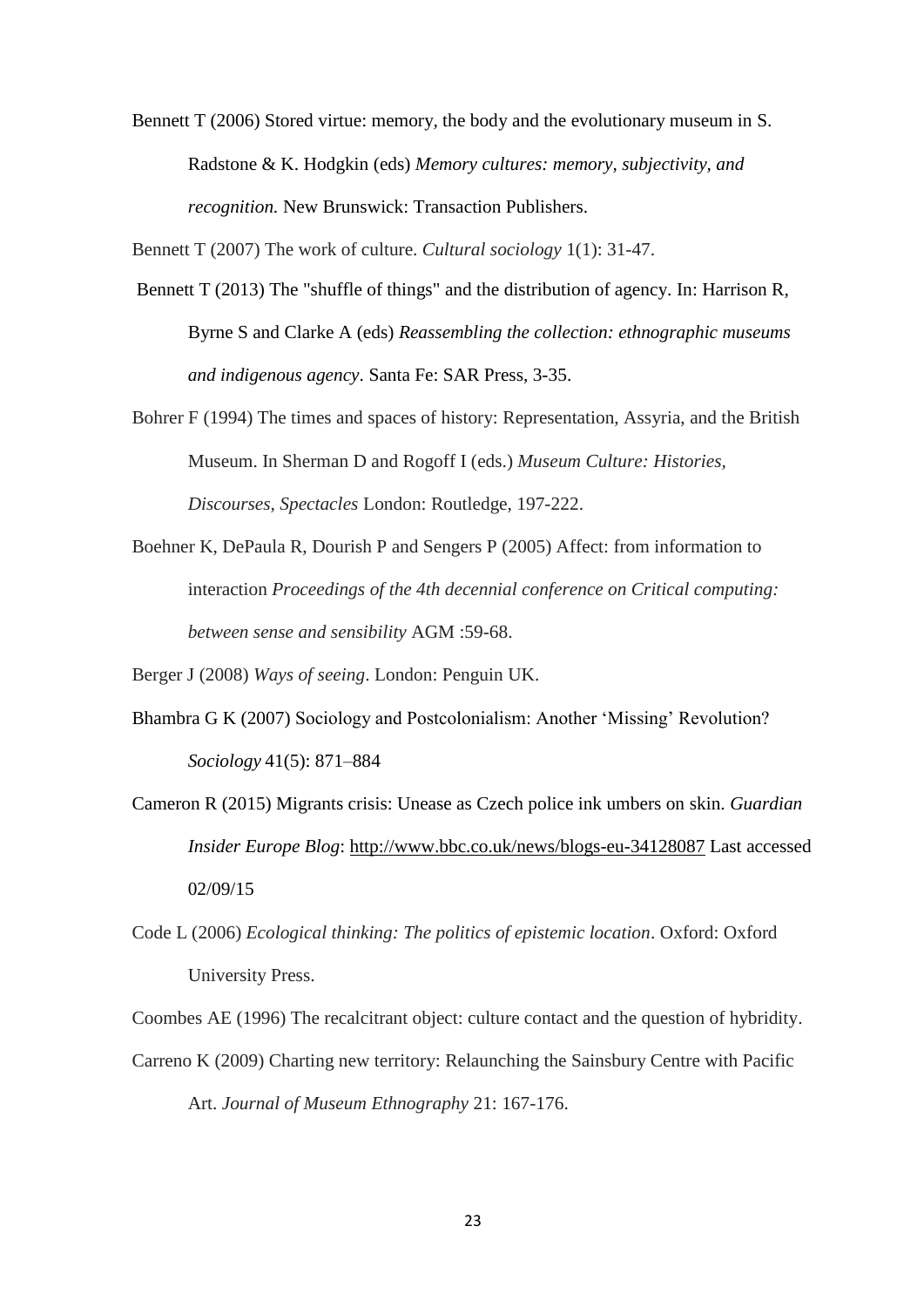Bennett T (2006) Stored virtue: memory, the body and the evolutionary museum in S. Radstone & K. Hodgkin (eds) *Memory cultures: memory, subjectivity, and recognition.* New Brunswick: Transaction Publishers.

Bennett T (2007) The work of culture. *Cultural sociology* 1(1): 31-47.

Bennett T (2013) The "shuffle of things" and the distribution of agency. In: Harrison R, Byrne S and Clarke A (eds) *Reassembling the collection: ethnographic museums and indigenous agency*. Santa Fe: SAR Press, 3-35.

Bohrer F (1994) The times and spaces of history: Representation, Assyria, and the British Museum. In Sherman D and Rogoff I (eds.) *Museum Culture: Histories, Discourses, Spectacles* London: Routledge, 197-222.

Boehner K, DePaula R, Dourish P and Sengers P (2005) Affect: from information to interaction *Proceedings of the 4th decennial conference on Critical computing: between sense and sensibility* AGM :59-68.

Berger J (2008) *Ways of seeing*. London: Penguin UK.

Bhambra G K (2007) Sociology and Postcolonialism: Another 'Missing' Revolution? *Sociology* 41(5): 871–884

Cameron R (2015) Migrants crisis: Unease as Czech police ink umbers on skin. *Guardian Insider Europe Blog*: http://www.bbc.co.uk/news/blogs-eu-34128087 Last accessed 02/09/15

Code L (2006) *Ecological thinking: The politics of epistemic location*. Oxford: Oxford University Press.

Coombes AE (1996) The recalcitrant object: culture contact and the question of hybridity.

Carreno K (2009) Charting new territory: Relaunching the Sainsbury Centre with Pacific Art. *Journal of Museum Ethnography* 21: 167-176.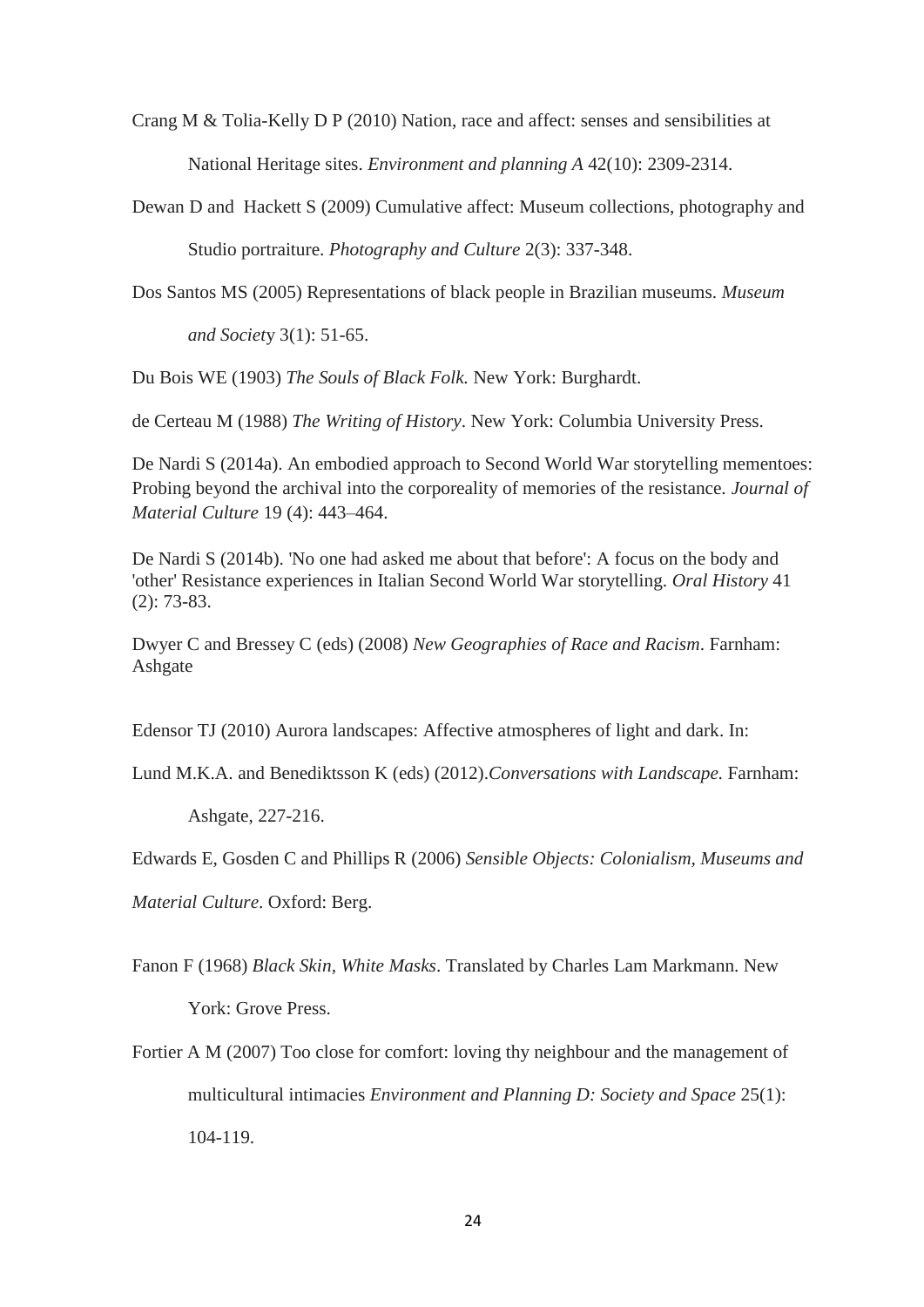Crang M & Tolia-Kelly D P (2010) Nation, race and affect: senses and sensibilities at National Heritage sites. *Environment and planning A* 42(10): 2309-2314.

Dewan D and Hackett S (2009) Cumulative affect: Museum collections, photography and Studio portraiture. *Photography and Culture* 2(3): 337-348.

Dos Santos MS (2005) Representations of black people in Brazilian museums. *Museum and Society* 3(1): 51-65.

Du Bois WE (1903) *The Souls of Black Folk.* New York: Burghardt.

de Certeau M (1988) *The Writing of History*. New York: Columbia University Press.

De Nardi S (2014a). An embodied approach to Second World War storytelling mementoes: Probing beyond the archival into the corporeality of memories of the resistance. *Journal of Material Culture* 19 (4): 443–464.

De Nardi S (2014b). 'No one had asked me about that before': A focus on the body and 'other' Resistance experiences in Italian Second World War storytelling. *Oral History* 41 (2): 73-83.

Dwyer C and Bressey C (eds) (2008) *New Geographies of Race and Racism*. Farnham: Ashgate

Edensor TJ (2010) Aurora landscapes: Affective atmospheres of light and dark. In:

Lund M.K.A. and Benediktsson K (eds) (2012).*Conversations with Landscape.* Farnham: Ashgate, 227-216.

Edwards E, Gosden C and Phillips R (2006) *Sensible Objects: Colonialism, Museums and Material Culture*. Oxford: Berg.

Fanon F (1968) *Black Skin, White Masks*. Translated by Charles Lam Markmann. New York: Grove Press.

Fortier A M (2007) Too close for comfort: loving thy neighbour and the management of multicultural intimacies *Environment and Planning D: Society and Space* 25(1): 104-119.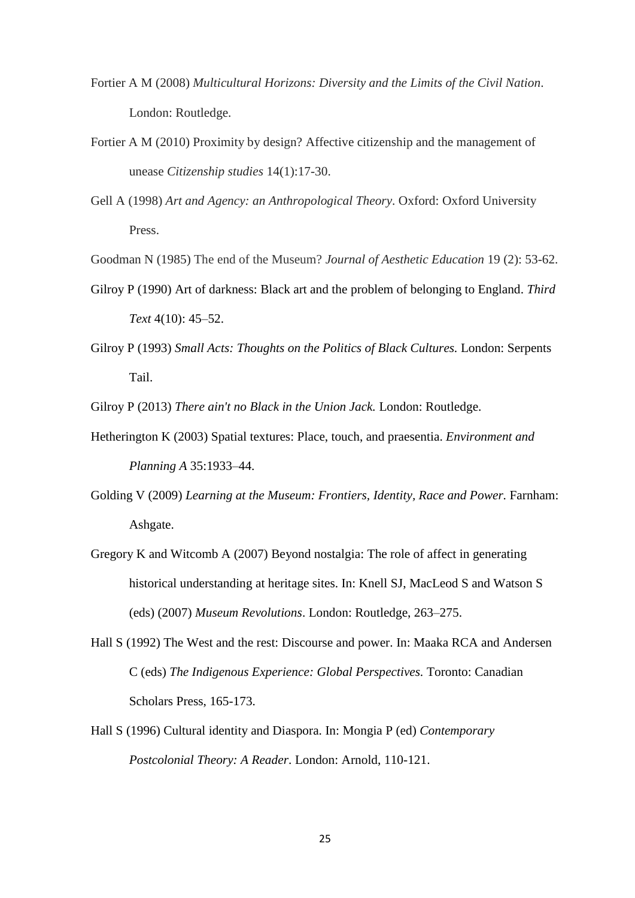Fortier A M (2008) *Multicultural Horizons: Diversity and the Limits of the Civil Nation*. London: Routledge.

Fortier A M (2010) Proximity by design? Affective citizenship and the management of unease *Citizenship studies* 14(1):17-30.

Gell A (1998) *Art and Agency: an Anthropological Theory*. Oxford: Oxford University Press.

Goodman N (1985) The end of the Museum? *Journal of Aesthetic Education* 19 (2): 53-62.

Gilroy P (1990) Art of darkness: Black art and the problem of belonging to England. *Third Text* 4(10): 45–52.

Gilroy P (1993) *Small Acts: Thoughts on the Politics of Black Cultures.* London: Serpents Tail.

Gilroy P (2013) *There ain't no Black in the Union Jack.* London: Routledge.

Hetherington K (2003) Spatial textures: Place, touch, and praesentia. *Environment and Planning A* 35:1933–44.

Golding V (2009) *Learning at the Museum: Frontiers, Identity, Race and Power.* Farnham: Ashgate.

Gregory K and Witcomb A (2007) Beyond nostalgia: The role of affect in generating historical understanding at heritage sites. In: Knell SJ, MacLeod S and Watson S (eds) (2007) *Museum Revolutions*. London: Routledge, 263–275.

Hall S (1992) The West and the rest: Discourse and power. In: Maaka RCA and Andersen C (eds) *The Indigenous Experience: Global Perspectives.* Toronto: Canadian Scholars Press, 165-173.

Hall S (1996) Cultural identity and Diaspora. In: Mongia P (ed) *Contemporary Postcolonial Theory: A Reader*. London: Arnold, 110-121.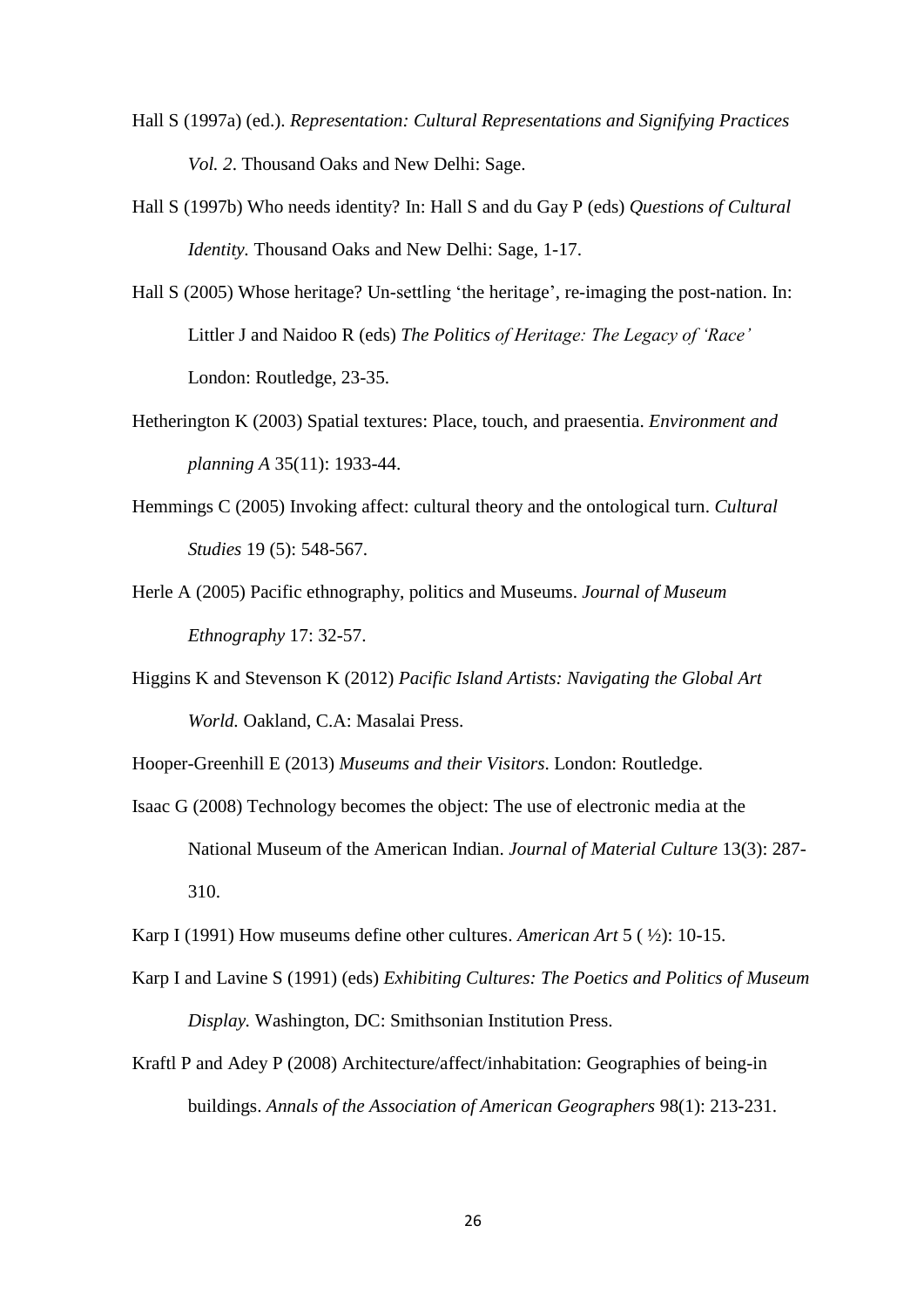Hall S (1997a) (ed.). *Representation: Cultural Representations and Signifying Practices Vol. 2*. Thousand Oaks and New Delhi: Sage.

Hall S (1997b) Who needs identity? In: Hall S and du Gay P (eds) *Questions of Cultural Identity.* Thousand Oaks and New Delhi: Sage, 1-17.

Hall S (2005) Whose heritage? Un-settling 'the heritage', re-imaging the post-nation. In: Littler J and Naidoo R (eds) *The Politics of Heritage: The Legacy of 'Race'* London: Routledge, 23-35.

Hetherington K (2003) Spatial textures: Place, touch, and praesentia. *Environment and planning A* 35(11): 1933-44.

Hemmings C (2005) Invoking affect: cultural theory and the ontological turn. *Cultural Studies* 19 (5): 548-567.

Herle A (2005) Pacific ethnography, politics and Museums. *Journal of Museum Ethnography* 17: 32-57.

Higgins K and Stevenson K (2012) *Pacific Island Artists: Navigating the Global Art World.* Oakland, C.A: Masalai Press.

Hooper-Greenhill E (2013) *Museums and their Visitors*. London: Routledge.

Isaac G (2008) Technology becomes the object: The use of electronic media at the National Museum of the American Indian. *Journal of Material Culture* 13(3): 287-310.

Karp I (1991) How museums define other cultures. *American Art* 5 ( ½): 10-15.

Karp I and Lavine S (1991) (eds) *Exhibiting Cultures: The Poetics and Politics of Museum Display.* Washington, DC: Smithsonian Institution Press.

Kraftl P and Adey P (2008) Architecture/affect/inhabitation: Geographies of being-in buildings. *Annals of the Association of American Geographers* 98(1): 213-231.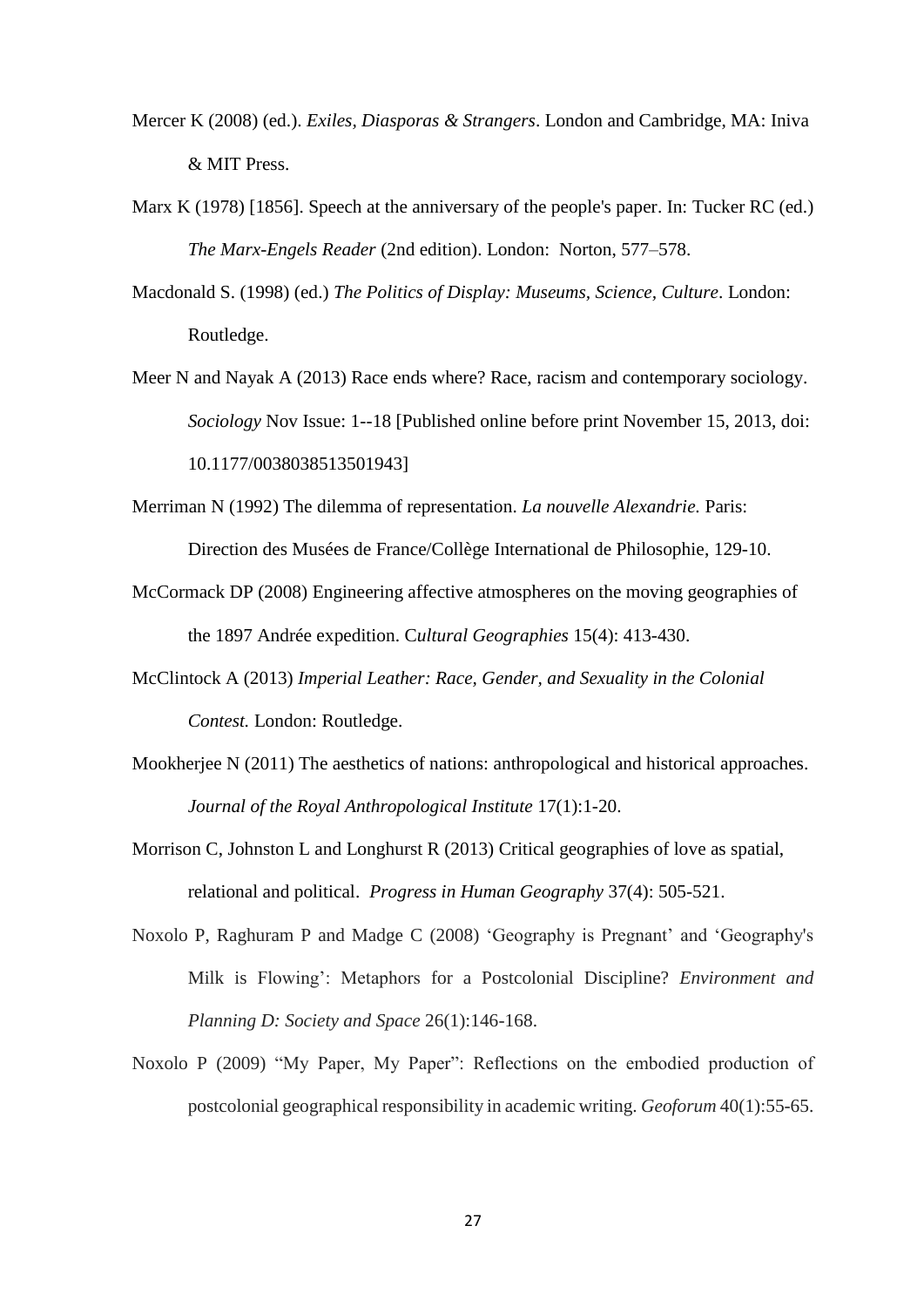Mercer K (2008) (ed.). *Exiles, Diasporas & Strangers*. London and Cambridge, MA: Iniva & MIT Press.

Marx K (1978) [1856]. Speech at the anniversary of the people's paper. In: Tucker RC (ed.) *The Marx-Engels Reader* (2nd edition). London: Norton, 577–578.

Macdonald S. (1998) (ed.) *The Politics of Display: Museums, Science, Culture*. London: Routledge.

Meer N and Nayak A (2013) Race ends where? Race, racism and contemporary sociology. *Sociology* Nov Issue: 1--18 [Published online before print November 15, 2013, doi: 10.1177/0038038513501943]

Merriman N (1992) The dilemma of representation. *La nouvelle Alexandrie.* Paris: Direction des Musées de France/Collège International de Philosophie, 129-10.

McCormack DP (2008) Engineering affective atmospheres on the moving geographies of the 1897 Andrée expedition. C*ultural Geographies* 15(4): 413-430.

McClintock A (2013) *Imperial Leather: Race, Gender, and Sexuality in the Colonial Contest.* London: Routledge.

Mookherjee N (2011) The aesthetics of nations: anthropological and historical approaches. *Journal of the Royal Anthropological Institute* 17(1):1-20.

Morrison C, Johnston L and Longhurst R (2013) Critical geographies of love as spatial, relational and political. *Progress in Human Geography* 37(4): 505-521.

Noxolo P, Raghuram P and Madge C (2008) 'Geography is Pregnant' and 'Geography's Milk is Flowing': Metaphors for a Postcolonial Discipline? *Environment and Planning D: Society and Space* 26(1):146-168.

Noxolo P (2009) "My Paper, My Paper": Reflections on the embodied production of postcolonial geographical responsibility in academic writing. *Geoforum* 40(1):55-65.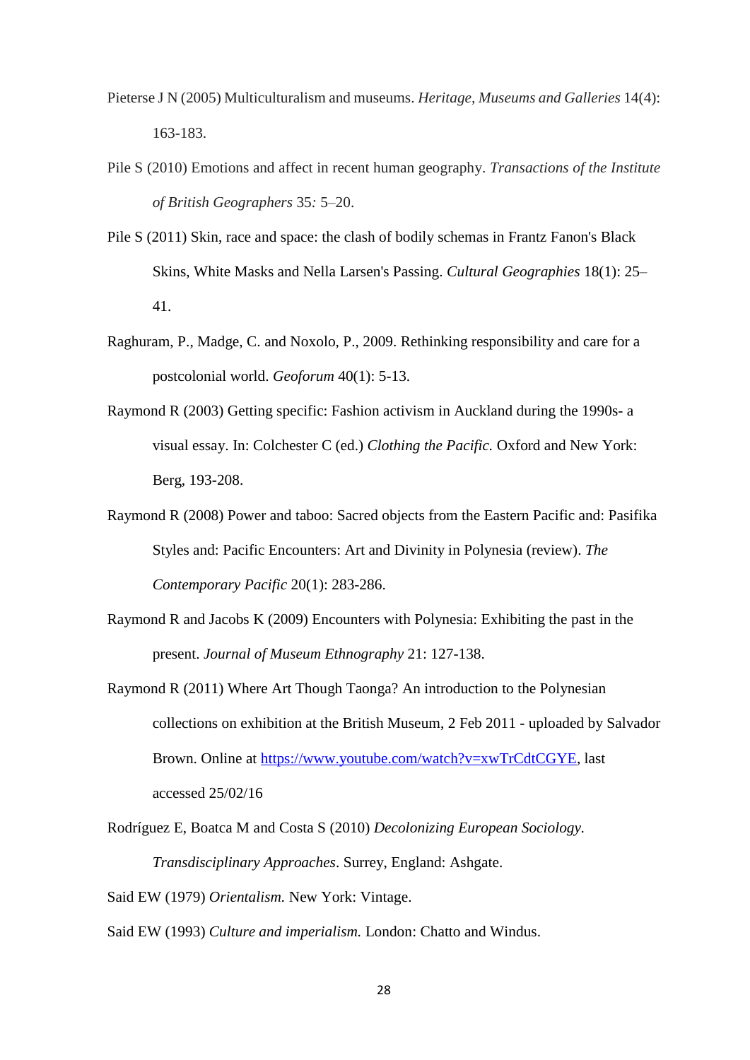Pieterse J N (2005) Multiculturalism and museums. *Heritage, Museums and Galleries* 14(4): 163-183.

Pile S (2010) Emotions and affect in recent human geography. *Transactions of the Institute of British Geographers* 35*:* 5–20.

Pile S (2011) Skin, race and space: the clash of bodily schemas in Frantz Fanon's Black Skins, White Masks and Nella Larsen's Passing. *Cultural Geographies* 18(1): 25–41.

Raghuram, P., Madge, C. and Noxolo, P., 2009. Rethinking responsibility and care for a postcolonial world. *Geoforum* 40(1): 5-13.

Raymond R (2003) Getting specific: Fashion activism in Auckland during the 1990s- a visual essay. In: Colchester C (ed.) *Clothing the Pacific.* Oxford and New York: Berg, 193-208.

Raymond R (2008) Power and taboo: Sacred objects from the Eastern Pacific and: Pasifika Styles and: Pacific Encounters: Art and Divinity in Polynesia (review). *The Contemporary Pacific* 20(1): 283-286.

Raymond R and Jacobs K (2009) Encounters with Polynesia: Exhibiting the past in the present. *Journal of Museum Ethnography* 21: 127-138.

Raymond R (2011) Where Art Though Taonga? An introduction to the Polynesian collections on exhibition at the British Museum, 2 Feb 2011 - uploaded by Salvador Brown. Online at https://www.youtube.com/watch?v=xwTrCdtCGYE, last accessed 25/02/16

Rodríguez E, Boatca M and Costa S (2010) *Decolonizing European Sociology. Transdisciplinary Approaches*. Surrey, England: Ashgate.

Said EW (1979) *Orientalism.* New York: Vintage.

Said EW (1993) *Culture and imperialism.* London: Chatto and Windus.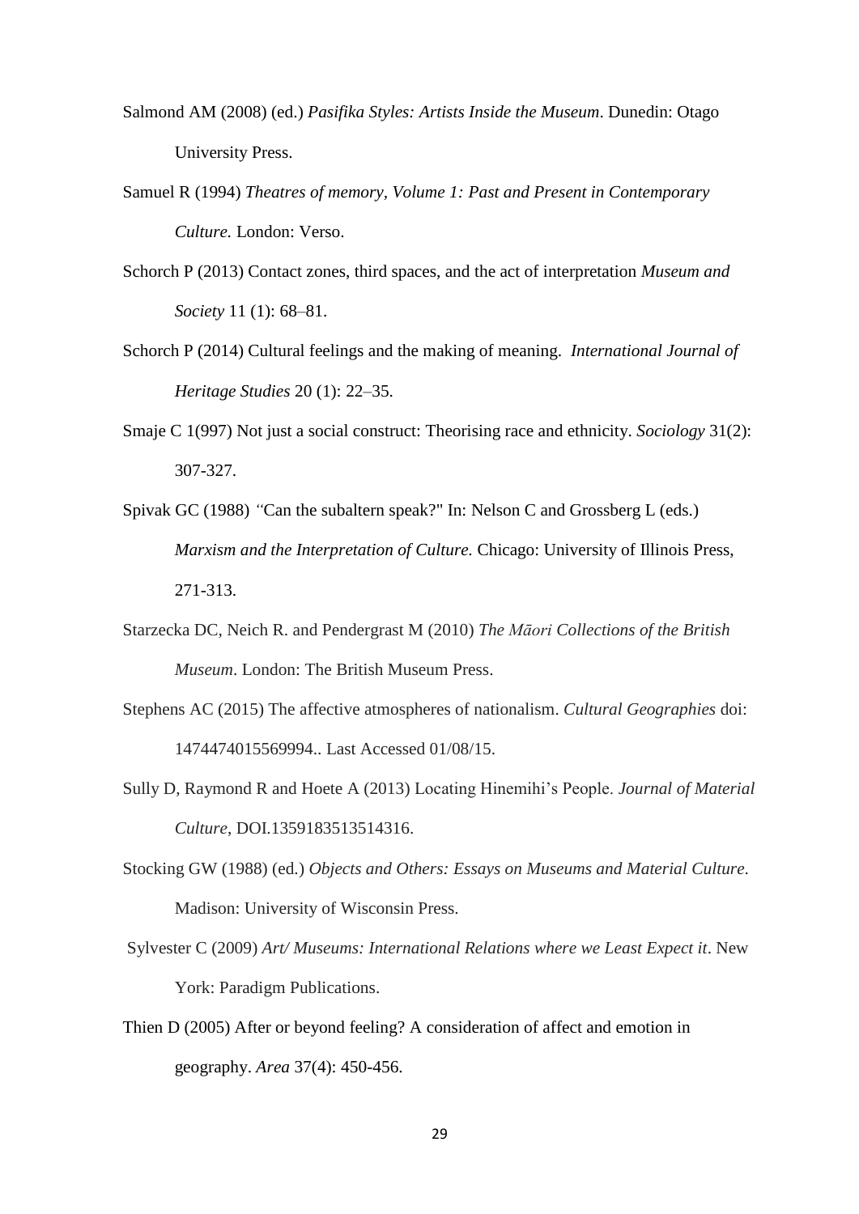Salmond AM (2008) (ed.) *Pasifika Styles: Artists Inside the Museum*. Dunedin: Otago University Press.

Samuel R (1994) *Theatres of memory, Volume 1: Past and Present in Contemporary Culture.* London: Verso.

Schorch P (2013) Contact zones, third spaces, and the act of interpretation *Museum and Society* 11 (1): 68–81.

Schorch P (2014) Cultural feelings and the making of meaning. *International Journal of Heritage Studies* 20 (1): 22–35.

Smaje C 1(997) Not just a social construct: Theorising race and ethnicity. *Sociology* 31(2): 307-327.

Spivak GC (1988) "Can the subaltern speak?" In: Nelson C and Grossberg L (eds.) *Marxism and the Interpretation of Culture.* Chicago: University of Illinois Press, 271-313.

Starzecka DC, Neich R. and Pendergrast M (2010) *The Māori Collections of the British Museum*. London: The British Museum Press.

Stephens AC (2015) The affective atmospheres of nationalism. *Cultural Geographies* doi: 1474474015569994.. Last Accessed 01/08/15.

Sully D, Raymond R and Hoete A (2013) Locating Hinemihi's People. *Journal of Material Culture*, DOI.1359183513514316.

Stocking GW (1988) (ed.) *Objects and Others: Essays on Museums and Material Culture*. Madison: University of Wisconsin Press.

Sylvester C (2009) *Art/ Museums: International Relations where we Least Expect it*. New York: Paradigm Publications.

Thien D (2005) After or beyond feeling? A consideration of affect and emotion in geography. *Area* 37(4): 450-456.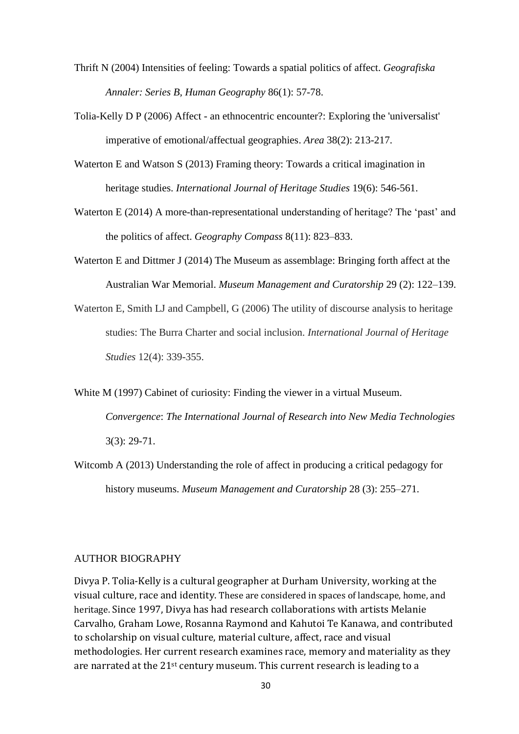Thrift N (2004) Intensities of feeling: Towards a spatial politics of affect. *Geografiska Annaler: Series B, Human Geography* 86(1): 57-78.

Tolia-Kelly D P (2006) Affect - an ethnocentric encounter?: Exploring the 'universalist' imperative of emotional/affectual geographies. *Area* 38(2): 213-217.

Waterton E and Watson S (2013) Framing theory: Towards a critical imagination in heritage studies. *International Journal of Heritage Studies* 19(6): 546-561.

Waterton E (2014) A more-than-representational understanding of heritage? The 'past' and the politics of affect. *Geography Compass* 8(11): 823–833.

Waterton E and Dittmer J (2014) The Museum as assemblage: Bringing forth affect at the Australian War Memorial. *Museum Management and Curatorship* 29 (2): 122–139.

Waterton E, Smith LJ and Campbell, G (2006) The utility of discourse analysis to heritage studies: The Burra Charter and social inclusion. *International Journal of Heritage Studies* 12(4): 339-355.

White M (1997) Cabinet of curiosity: Finding the viewer in a virtual Museum. *Convergence*: *The International Journal of Research into New Media Technologies* 3(3): 29-71.

Witcomb A (2013) Understanding the role of affect in producing a critical pedagogy for history museums. *Museum Management and Curatorship* 28 (3): 255–271.

## AUTHOR BIOGRAPHY

Divya P. Tolia-Kelly is a cultural geographer at Durham University, working at the visual culture, race and identity. These are considered in spaces of landscape, home, and heritage. Since 1997, Divya has had research collaborations with artists Melanie Carvalho, Graham Lowe, Rosanna Raymond and Kahutoi Te Kanawa, and contributed to scholarship on visual culture, material culture, affect, race and visual methodologies. Her current research examines race, memory and materiality as they are narrated at the 21st century museum. This current research is leading to a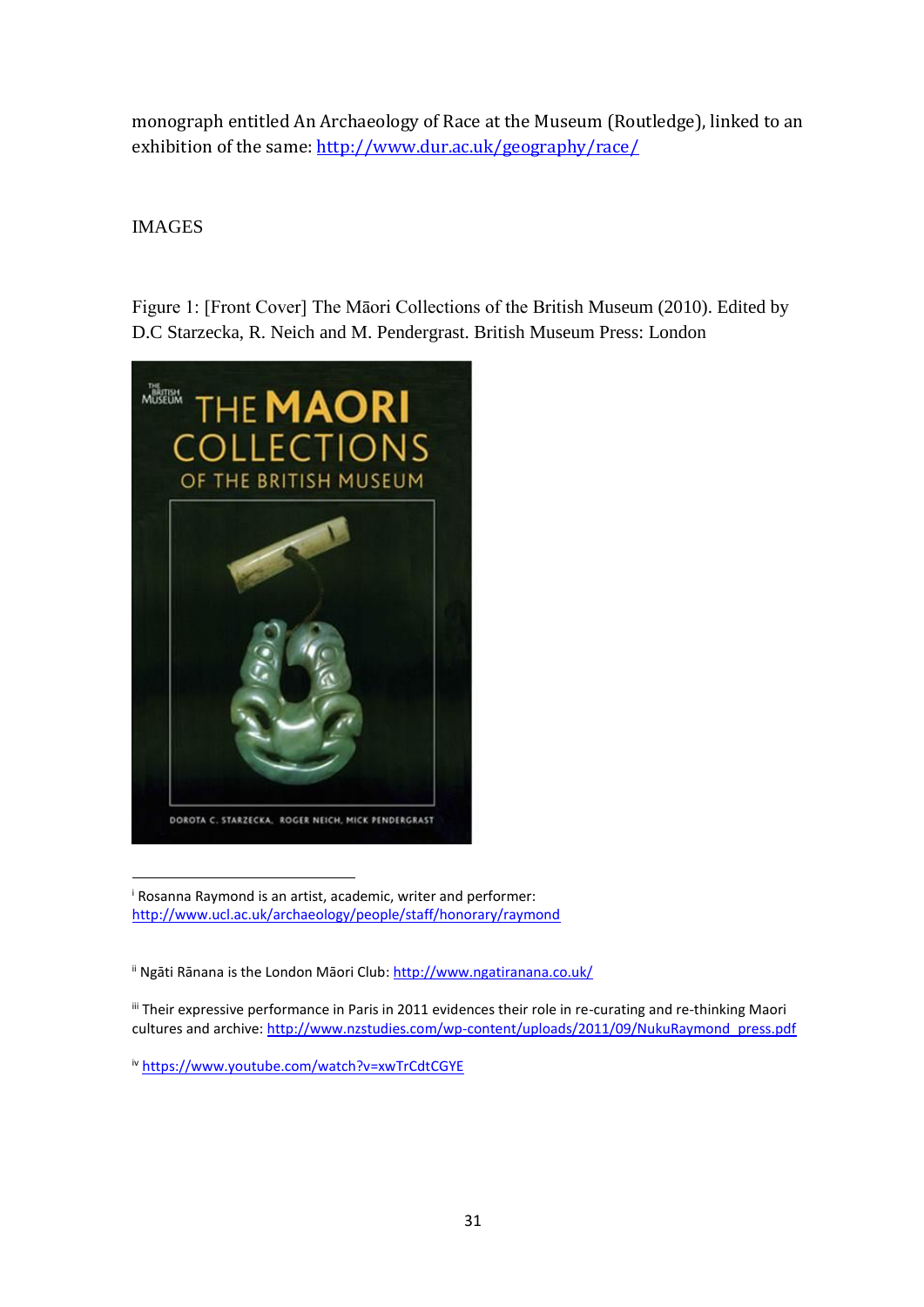monograph entitled An Archaeology of Race at the Museum (Routledge), linked to an exhibition of the same: http://www.dur.ac.uk/geography/race/

IMAGES

Figure 1: [Front Cover] The Māori Collections of the British Museum (2010). Edited by D.C Starzecka, R. Neich and M. Pendergrast. British Museum Press: London

---

[i] Rosanna Raymond is an artist, academic, writer and performer: http://www.ucl.ac.uk/archaeology/people/staff/honorary/raymond

[ii] Ngāti Rānana is the London Māori Club: http://www.ngatiranana.co.uk/

[iii] Their expressive performance in Paris in 2011 evidences their role in re-curating and re-thinking Maori cultures and archive: http://www.nzstudies.com/wp-content/uploads/2011/09/NukuRaymond_press.pdf

[iv] https://www.youtube.com/watch?v=xwTrCdtCGYE